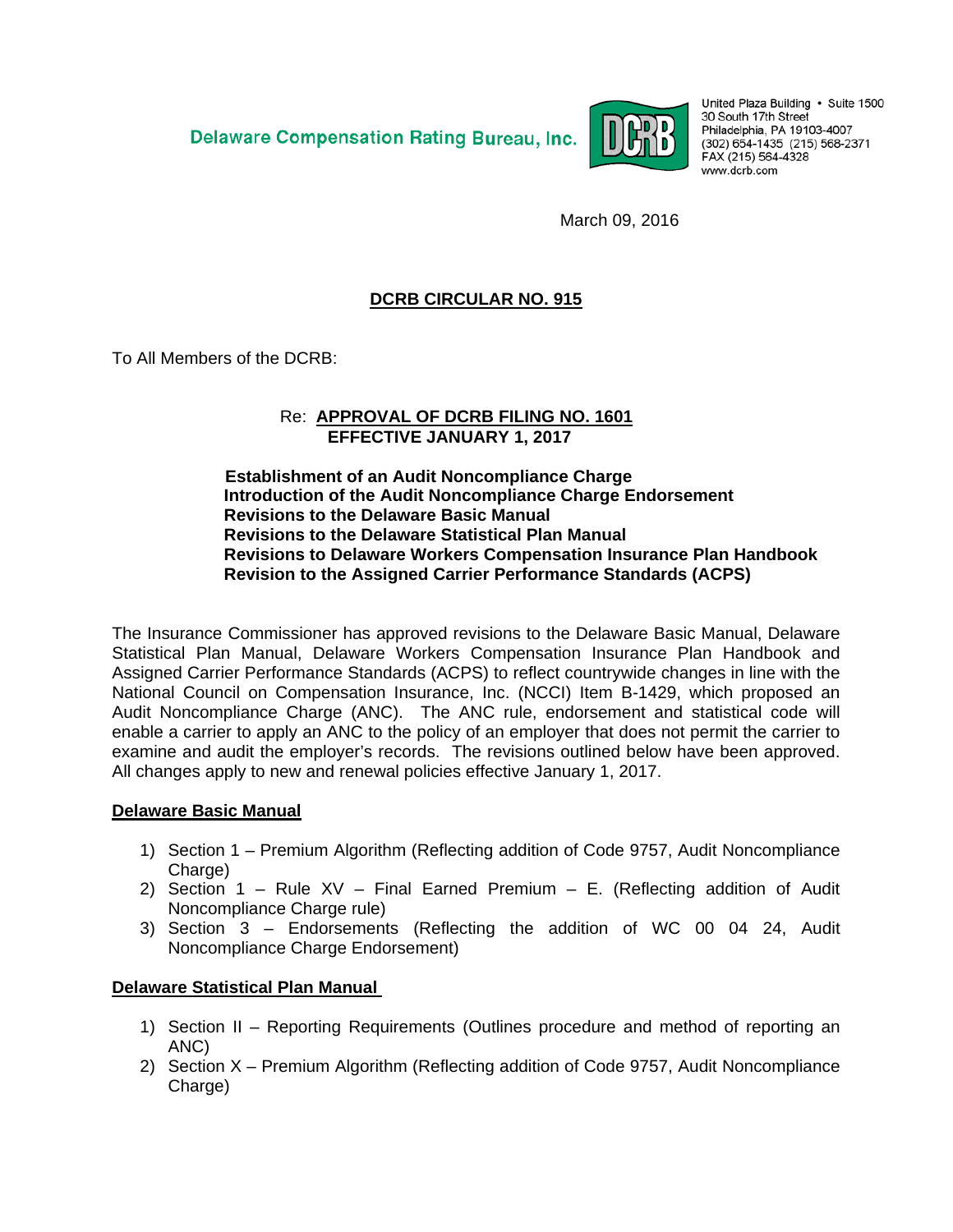Delaware Compensation Rating Bureau, Inc.

United Plaza Building • Suite 1500
30 South 17th Street
Philadelphia, PA 19103-4007
(302) 654-1435 (215) 568-2371
FAX (215) 564-4328
www.dcrb.com

March 09, 2016

## DCRB CIRCULAR NO. 915

To All Members of the DCRB:

Re: **APPROVAL OF DCRB FILING NO. 1601**
**EFFECTIVE JANUARY 1, 2017**

**Establishment of an Audit Noncompliance Charge**
**Introduction of the Audit Noncompliance Charge Endorsement**
**Revisions to the Delaware Basic Manual**
**Revisions to the Delaware Statistical Plan Manual**
**Revisions to Delaware Workers Compensation Insurance Plan Handbook**
**Revision to the Assigned Carrier Performance Standards (ACPS)**

The Insurance Commissioner has approved revisions to the Delaware Basic Manual, Delaware Statistical Plan Manual, Delaware Workers Compensation Insurance Plan Handbook and Assigned Carrier Performance Standards (ACPS) to reflect countrywide changes in line with the National Council on Compensation Insurance, Inc. (NCCI) Item B-1429, which proposed an Audit Noncompliance Charge (ANC). The ANC rule, endorsement and statistical code will enable a carrier to apply an ANC to the policy of an employer that does not permit the carrier to examine and audit the employer's records. The revisions outlined below have been approved. All changes apply to new and renewal policies effective January 1, 2017.

### Delaware Basic Manual

1) Section 1 – Premium Algorithm (Reflecting addition of Code 9757, Audit Noncompliance Charge)
2) Section 1 – Rule XV – Final Earned Premium – E. (Reflecting addition of Audit Noncompliance Charge rule)
3) Section 3 – Endorsements (Reflecting the addition of WC 00 04 24, Audit Noncompliance Charge Endorsement)

### Delaware Statistical Plan Manual

1) Section II – Reporting Requirements (Outlines procedure and method of reporting an ANC)
2) Section X – Premium Algorithm (Reflecting addition of Code 9757, Audit Noncompliance Charge)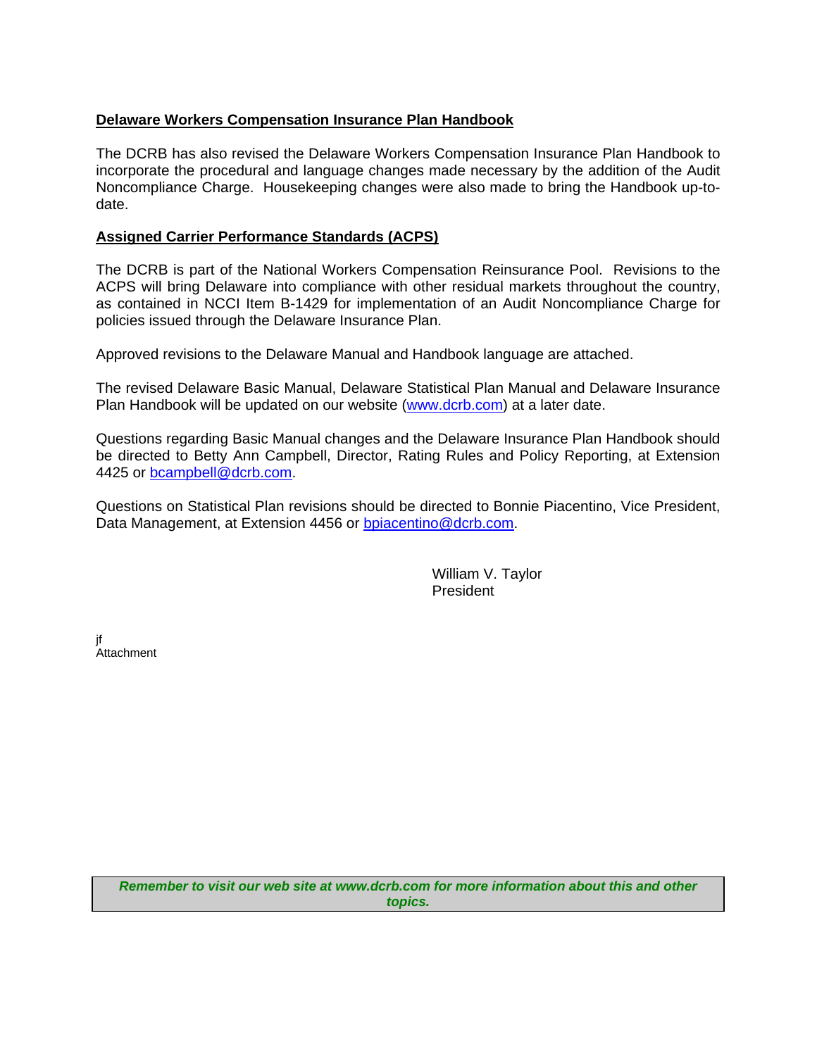**Delaware Workers Compensation Insurance Plan Handbook**

The DCRB has also revised the Delaware Workers Compensation Insurance Plan Handbook to incorporate the procedural and language changes made necessary by the addition of the Audit Noncompliance Charge. Housekeeping changes were also made to bring the Handbook up-to-date.

**Assigned Carrier Performance Standards (ACPS)**

The DCRB is part of the National Workers Compensation Reinsurance Pool. Revisions to the ACPS will bring Delaware into compliance with other residual markets throughout the country, as contained in NCCI Item B-1429 for implementation of an Audit Noncompliance Charge for policies issued through the Delaware Insurance Plan.

Approved revisions to the Delaware Manual and Handbook language are attached.

The revised Delaware Basic Manual, Delaware Statistical Plan Manual and Delaware Insurance Plan Handbook will be updated on our website (www.dcrb.com) at a later date.

Questions regarding Basic Manual changes and the Delaware Insurance Plan Handbook should be directed to Betty Ann Campbell, Director, Rating Rules and Policy Reporting, at Extension 4425 or bcampbell@dcrb.com.

Questions on Statistical Plan revisions should be directed to Bonnie Piacentino, Vice President, Data Management, at Extension 4456 or bpiacentino@dcrb.com.

William V. Taylor
President

jf
Attachment

***Remember to visit our web site at www.dcrb.com for more information about this and other topics.***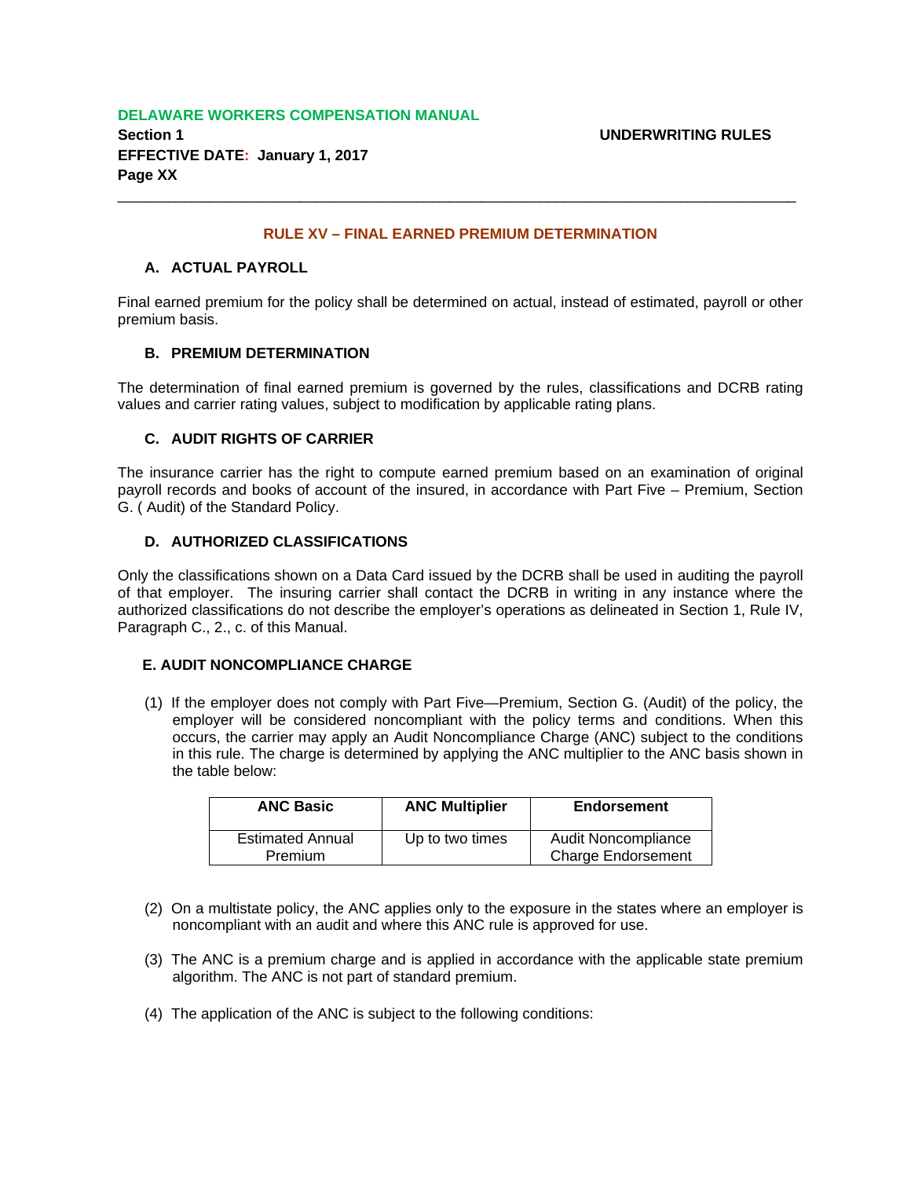## RULE XV – FINAL EARNED PREMIUM DETERMINATION

### A. ACTUAL PAYROLL

Final earned premium for the policy shall be determined on actual, instead of estimated, payroll or other premium basis.

### B. PREMIUM DETERMINATION

The determination of final earned premium is governed by the rules, classifications and DCRB rating values and carrier rating values, subject to modification by applicable rating plans.

### C. AUDIT RIGHTS OF CARRIER

The insurance carrier has the right to compute earned premium based on an examination of original payroll records and books of account of the insured, in accordance with Part Five – Premium, Section G. ( Audit) of the Standard Policy.

### D. AUTHORIZED CLASSIFICATIONS

Only the classifications shown on a Data Card issued by the DCRB shall be used in auditing the payroll of that employer. The insuring carrier shall contact the DCRB in writing in any instance where the authorized classifications do not describe the employer's operations as delineated in Section 1, Rule IV, Paragraph C., 2., c. of this Manual.

### E. AUDIT NONCOMPLIANCE CHARGE

(1) If the employer does not comply with Part Five—Premium, Section G. (Audit) of the policy, the employer will be considered noncompliant with the policy terms and conditions. When this occurs, the carrier may apply an Audit Noncompliance Charge (ANC) subject to the conditions in this rule. The charge is determined by applying the ANC multiplier to the ANC basis shown in the table below:

| ANC Basic | ANC Multiplier | Endorsement |
|---|---|---|
| Estimated Annual Premium | Up to two times | Audit Noncompliance Charge Endorsement |

(2) On a multistate policy, the ANC applies only to the exposure in the states where an employer is noncompliant with an audit and where this ANC rule is approved for use.

(3) The ANC is a premium charge and is applied in accordance with the applicable state premium algorithm. The ANC is not part of standard premium.

(4) The application of the ANC is subject to the following conditions: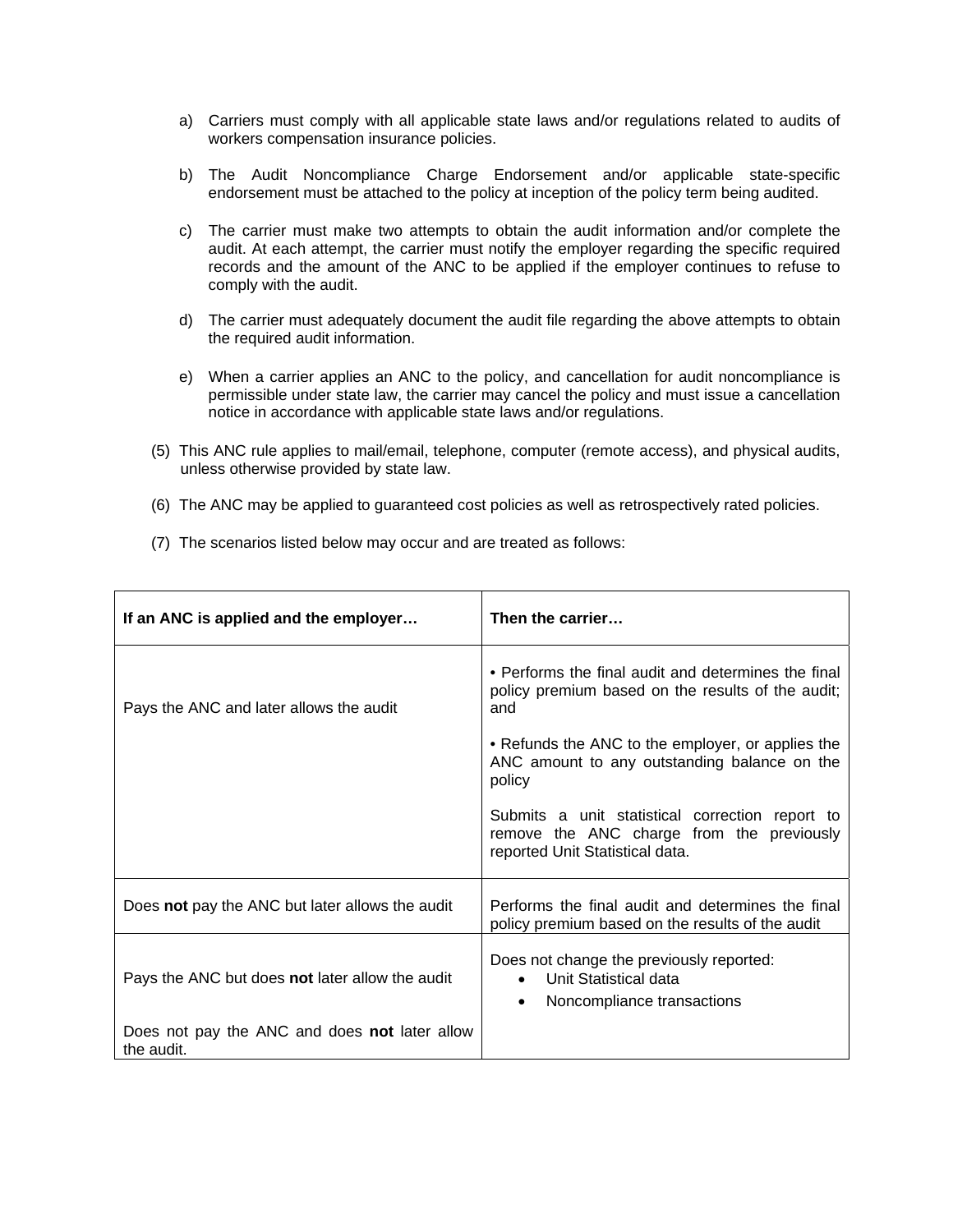a) Carriers must comply with all applicable state laws and/or regulations related to audits of workers compensation insurance policies.

b) The Audit Noncompliance Charge Endorsement and/or applicable state-specific endorsement must be attached to the policy at inception of the policy term being audited.

c) The carrier must make two attempts to obtain the audit information and/or complete the audit. At each attempt, the carrier must notify the employer regarding the specific required records and the amount of the ANC to be applied if the employer continues to refuse to comply with the audit.

d) The carrier must adequately document the audit file regarding the above attempts to obtain the required audit information.

e) When a carrier applies an ANC to the policy, and cancellation for audit noncompliance is permissible under state law, the carrier may cancel the policy and must issue a cancellation notice in accordance with applicable state laws and/or regulations.

(5) This ANC rule applies to mail/email, telephone, computer (remote access), and physical audits, unless otherwise provided by state law.

(6) The ANC may be applied to guaranteed cost policies as well as retrospectively rated policies.

(7) The scenarios listed below may occur and are treated as follows:

| If an ANC is applied and the employer… | Then the carrier… |
|---|---|
| Pays the ANC and later allows the audit | • Performs the final audit and determines the final policy premium based on the results of the audit; and<br><br>• Refunds the ANC to the employer, or applies the ANC amount to any outstanding balance on the policy<br><br>Submits a unit statistical correction report to remove the ANC charge from the previously reported Unit Statistical data. |
| Does **not** pay the ANC but later allows the audit | Performs the final audit and determines the final policy premium based on the results of the audit |
| Pays the ANC but does **not** later allow the audit<br><br>Does not pay the ANC and does **not** later allow the audit. | Does not change the previously reported:<br>• Unit Statistical data<br>• Noncompliance transactions |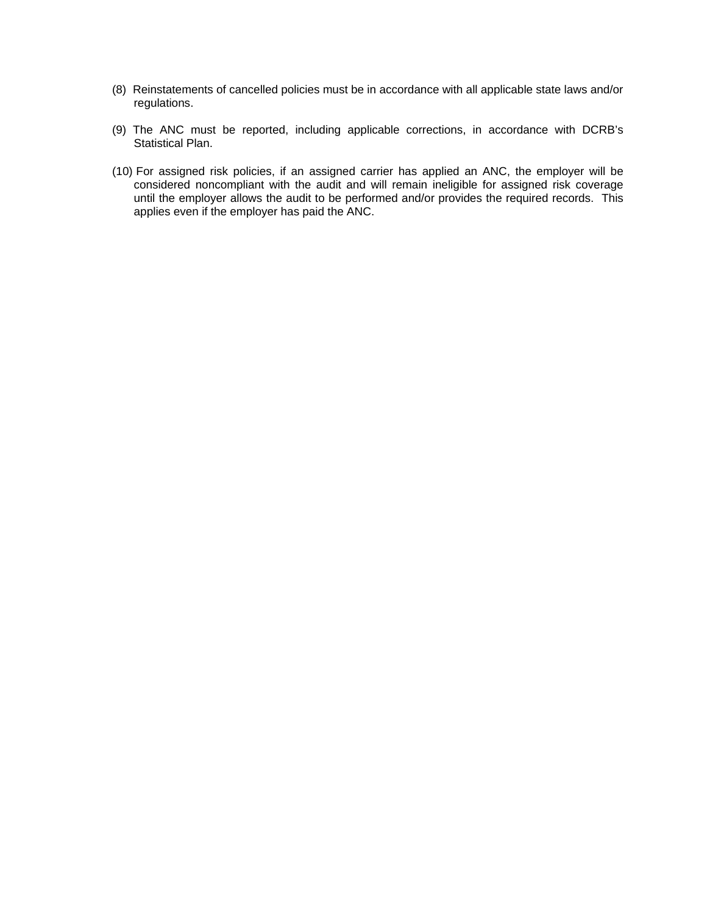(8) Reinstatements of cancelled policies must be in accordance with all applicable state laws and/or regulations.

(9) The ANC must be reported, including applicable corrections, in accordance with DCRB's Statistical Plan.

(10) For assigned risk policies, if an assigned carrier has applied an ANC, the employer will be considered noncompliant with the audit and will remain ineligible for assigned risk coverage until the employer allows the audit to be performed and/or provides the required records. This applies even if the employer has paid the ANC.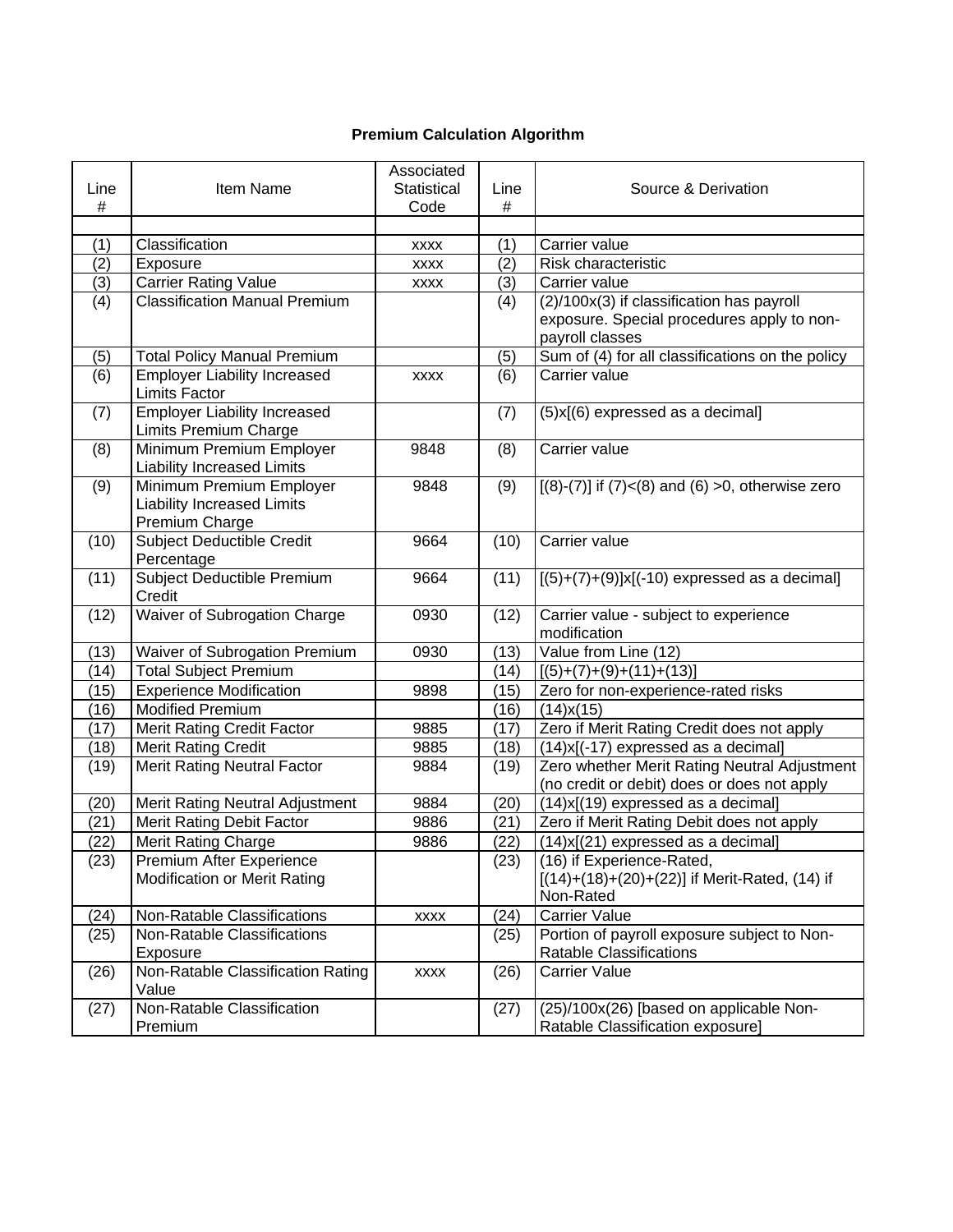**Premium Calculation Algorithm**

| Line # | Item Name | Associated Statistical Code | Line # | Source & Derivation |
|---|---|---|---|---|
| | | | | |
| (1) | Classification | xxxx | (1) | Carrier value |
| (2) | Exposure | xxxx | (2) | Risk characteristic |
| (3) | Carrier Rating Value | xxxx | (3) | Carrier value |
| (4) | Classification Manual Premium | | (4) | (2)/100x(3) if classification has payroll exposure. Special procedures apply to non-payroll classes |
| (5) | Total Policy Manual Premium | | (5) | Sum of (4) for all classifications on the policy |
| (6) | Employer Liability Increased Limits Factor | xxxx | (6) | Carrier value |
| (7) | Employer Liability Increased Limits Premium Charge | | (7) | (5)x[(6) expressed as a decimal] |
| (8) | Minimum Premium Employer Liability Increased Limits | 9848 | (8) | Carrier value |
| (9) | Minimum Premium Employer Liability Increased Limits Premium Charge | 9848 | (9) | [(8)-(7)] if (7)<(8) and (6) >0, otherwise zero |
| (10) | Subject Deductible Credit Percentage | 9664 | (10) | Carrier value |
| (11) | Subject Deductible Premium Credit | 9664 | (11) | [(5)+(7)+(9)]x[(-10) expressed as a decimal] |
| (12) | Waiver of Subrogation Charge | 0930 | (12) | Carrier value - subject to experience modification |
| (13) | Waiver of Subrogation Premium | 0930 | (13) | Value from Line (12) |
| (14) | Total Subject Premium | | (14) | [(5)+(7)+(9)+(11)+(13)] |
| (15) | Experience Modification | 9898 | (15) | Zero for non-experience-rated risks |
| (16) | Modified Premium | | (16) | (14)x(15) |
| (17) | Merit Rating Credit Factor | 9885 | (17) | Zero if Merit Rating Credit does not apply |
| (18) | Merit Rating Credit | 9885 | (18) | (14)x[(-17) expressed as a decimal] |
| (19) | Merit Rating Neutral Factor | 9884 | (19) | Zero whether Merit Rating Neutral Adjustment (no credit or debit) does or does not apply |
| (20) | Merit Rating Neutral Adjustment | 9884 | (20) | (14)x[(19) expressed as a decimal] |
| (21) | Merit Rating Debit Factor | 9886 | (21) | Zero if Merit Rating Debit does not apply |
| (22) | Merit Rating Charge | 9886 | (22) | (14)x[(21) expressed as a decimal] |
| (23) | Premium After Experience Modification or Merit Rating | | (23) | (16) if Experience-Rated, [(14)+(18)+(20)+(22)] if Merit-Rated, (14) if Non-Rated |
| (24) | Non-Ratable Classifications | xxxx | (24) | Carrier Value |
| (25) | Non-Ratable Classifications Exposure | | (25) | Portion of payroll exposure subject to Non-Ratable Classifications |
| (26) | Non-Ratable Classification Rating Value | xxxx | (26) | Carrier Value |
| (27) | Non-Ratable Classification Premium | | (27) | (25)/100x(26) [based on applicable Non-Ratable Classification exposure] |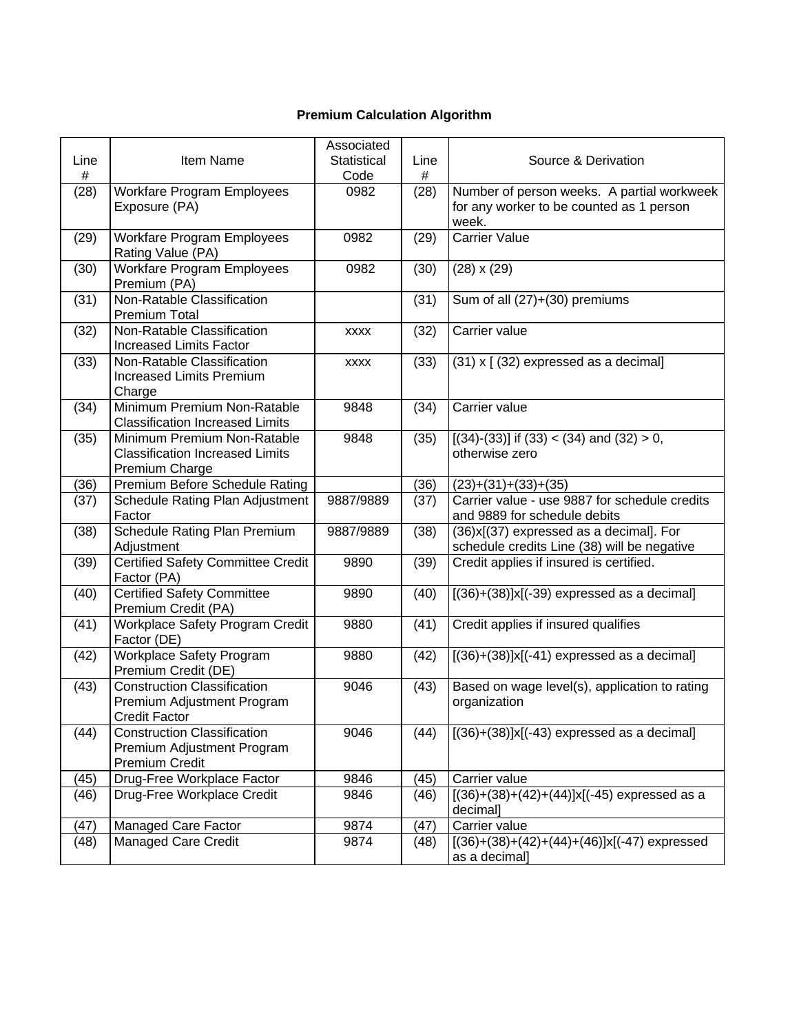**Premium Calculation Algorithm**

| Line # | Item Name | Associated Statistical Code | Line # | Source & Derivation |
|---|---|---|---|---|
| (28) | Workfare Program Employees Exposure (PA) | 0982 | (28) | Number of person weeks. A partial workweek for any worker to be counted as 1 person week. |
| (29) | Workfare Program Employees Rating Value (PA) | 0982 | (29) | Carrier Value |
| (30) | Workfare Program Employees Premium (PA) | 0982 | (30) | (28) x (29) |
| (31) | Non-Ratable Classification Premium Total | | (31) | Sum of all (27)+(30) premiums |
| (32) | Non-Ratable Classification Increased Limits Factor | xxxx | (32) | Carrier value |
| (33) | Non-Ratable Classification Increased Limits Premium Charge | xxxx | (33) | (31) x [ (32) expressed as a decimal] |
| (34) | Minimum Premium Non-Ratable Classification Increased Limits | 9848 | (34) | Carrier value |
| (35) | Minimum Premium Non-Ratable Classification Increased Limits Premium Charge | 9848 | (35) | [(34)-(33)] if (33) < (34) and (32) > 0, otherwise zero |
| (36) | Premium Before Schedule Rating | | (36) | (23)+(31)+(33)+(35) |
| (37) | Schedule Rating Plan Adjustment Factor | 9887/9889 | (37) | Carrier value - use 9887 for schedule credits and 9889 for schedule debits |
| (38) | Schedule Rating Plan Premium Adjustment | 9887/9889 | (38) | (36)x[(37) expressed as a decimal]. For schedule credits Line (38) will be negative |
| (39) | Certified Safety Committee Credit Factor (PA) | 9890 | (39) | Credit applies if insured is certified. |
| (40) | Certified Safety Committee Premium Credit (PA) | 9890 | (40) | [(36)+(38)]x[(-39) expressed as a decimal] |
| (41) | Workplace Safety Program Credit Factor (DE) | 9880 | (41) | Credit applies if insured qualifies |
| (42) | Workplace Safety Program Premium Credit (DE) | 9880 | (42) | [(36)+(38)]x[(-41) expressed as a decimal] |
| (43) | Construction Classification Premium Adjustment Program Credit Factor | 9046 | (43) | Based on wage level(s), application to rating organization |
| (44) | Construction Classification Premium Adjustment Program Premium Credit | 9046 | (44) | [(36)+(38)]x[(-43) expressed as a decimal] |
| (45) | Drug-Free Workplace Factor | 9846 | (45) | Carrier value |
| (46) | Drug-Free Workplace Credit | 9846 | (46) | [(36)+(38)+(42)+(44)]x[(-45) expressed as a decimal] |
| (47) | Managed Care Factor | 9874 | (47) | Carrier value |
| (48) | Managed Care Credit | 9874 | (48) | [(36)+(38)+(42)+(44)+(46)]x[(-47) expressed as a decimal] |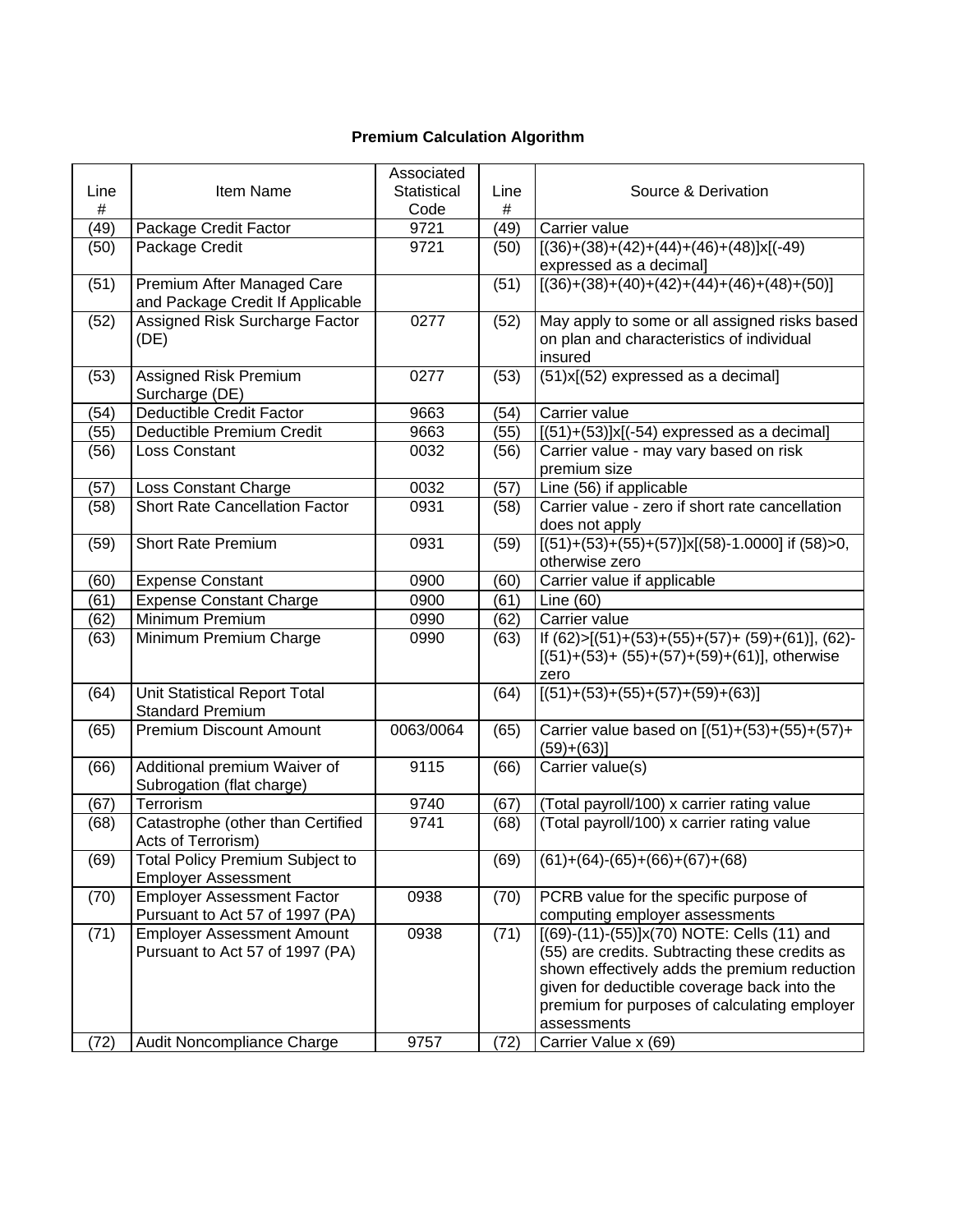## Premium Calculation Algorithm

| Line # | Item Name | Associated Statistical Code | Line # | Source & Derivation |
|---|---|---|---|---|
| (49) | Package Credit Factor | 9721 | (49) | Carrier value |
| (50) | Package Credit | 9721 | (50) | [(36)+(38)+(42)+(44)+(46)+(48)]x[(-49) expressed as a decimal] |
| (51) | Premium After Managed Care and Package Credit If Applicable | | (51) | [(36)+(38)+(40)+(42)+(44)+(46)+(48)+(50)] |
| (52) | Assigned Risk Surcharge Factor (DE) | 0277 | (52) | May apply to some or all assigned risks based on plan and characteristics of individual insured |
| (53) | Assigned Risk Premium Surcharge (DE) | 0277 | (53) | (51)x[(52) expressed as a decimal] |
| (54) | Deductible Credit Factor | 9663 | (54) | Carrier value |
| (55) | Deductible Premium Credit | 9663 | (55) | [(51)+(53)]x[(-54) expressed as a decimal] |
| (56) | Loss Constant | 0032 | (56) | Carrier value - may vary based on risk premium size |
| (57) | Loss Constant Charge | 0032 | (57) | Line (56) if applicable |
| (58) | Short Rate Cancellation Factor | 0931 | (58) | Carrier value - zero if short rate cancellation does not apply |
| (59) | Short Rate Premium | 0931 | (59) | [(51)+(53)+(55)+(57)]x[(58)-1.0000] if (58)>0, otherwise zero |
| (60) | Expense Constant | 0900 | (60) | Carrier value if applicable |
| (61) | Expense Constant Charge | 0900 | (61) | Line (60) |
| (62) | Minimum Premium | 0990 | (62) | Carrier value |
| (63) | Minimum Premium Charge | 0990 | (63) | If (62)>[(51)+(53)+(55)+(57)+ (59)+(61)], (62)-[(51)+(53)+ (55)+(57)+(59)+(61)], otherwise zero |
| (64) | Unit Statistical Report Total Standard Premium | | (64) | [(51)+(53)+(55)+(57)+(59)+(63)] |
| (65) | Premium Discount Amount | 0063/0064 | (65) | Carrier value based on [(51)+(53)+(55)+(57)+(59)+(63)] |
| (66) | Additional premium Waiver of Subrogation (flat charge) | 9115 | (66) | Carrier value(s) |
| (67) | Terrorism | 9740 | (67) | (Total payroll/100) x carrier rating value |
| (68) | Catastrophe (other than Certified Acts of Terrorism) | 9741 | (68) | (Total payroll/100) x carrier rating value |
| (69) | Total Policy Premium Subject to Employer Assessment | | (69) | (61)+(64)-(65)+(66)+(67)+(68) |
| (70) | Employer Assessment Factor Pursuant to Act 57 of 1997 (PA) | 0938 | (70) | PCRB value for the specific purpose of computing employer assessments |
| (71) | Employer Assessment Amount Pursuant to Act 57 of 1997 (PA) | 0938 | (71) | [(69)-(11)-(55)]x(70) NOTE: Cells (11) and (55) are credits. Subtracting these credits as shown effectively adds the premium reduction given for deductible coverage back into the premium for purposes of calculating employer assessments |
| (72) | Audit Noncompliance Charge | 9757 | (72) | Carrier Value x (69) |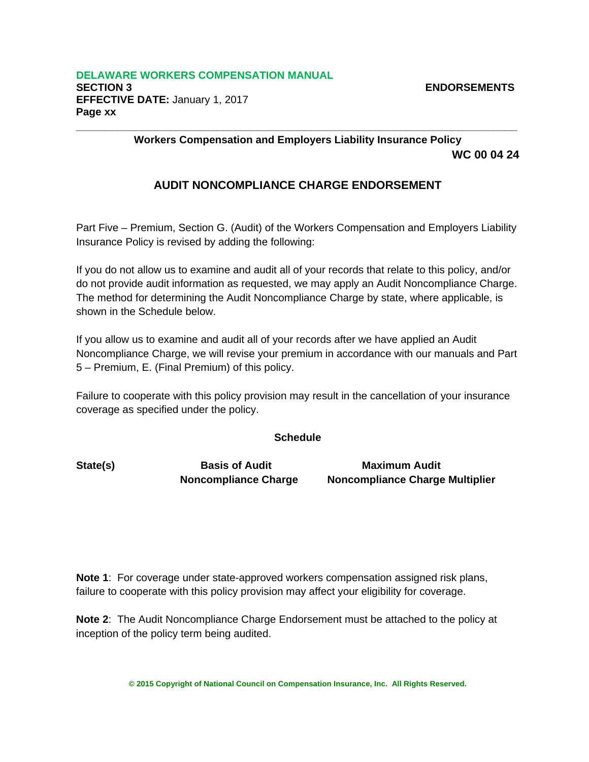**Workers Compensation and Employers Liability Insurance Policy**

**WC 00 04 24**

# AUDIT NONCOMPLIANCE CHARGE ENDORSEMENT

Part Five – Premium, Section G. (Audit) of the Workers Compensation and Employers Liability Insurance Policy is revised by adding the following:

If you do not allow us to examine and audit all of your records that relate to this policy, and/or do not provide audit information as requested, we may apply an Audit Noncompliance Charge. The method for determining the Audit Noncompliance Charge by state, where applicable, is shown in the Schedule below.

If you allow us to examine and audit all of your records after we have applied an Audit Noncompliance Charge, we will revise your premium in accordance with our manuals and Part 5 – Premium, E. (Final Premium) of this policy.

Failure to cooperate with this policy provision may result in the cancellation of your insurance coverage as specified under the policy.

**Schedule**

| State(s) | Basis of Audit Noncompliance Charge | Maximum Audit Noncompliance Charge Multiplier |
|---|---|---|
| | | |

**Note 1**: For coverage under state-approved workers compensation assigned risk plans, failure to cooperate with this policy provision may affect your eligibility for coverage.

**Note 2**: The Audit Noncompliance Charge Endorsement must be attached to the policy at inception of the policy term being audited.

© 2015 Copyright of National Council on Compensation Insurance, Inc. All Rights Reserved.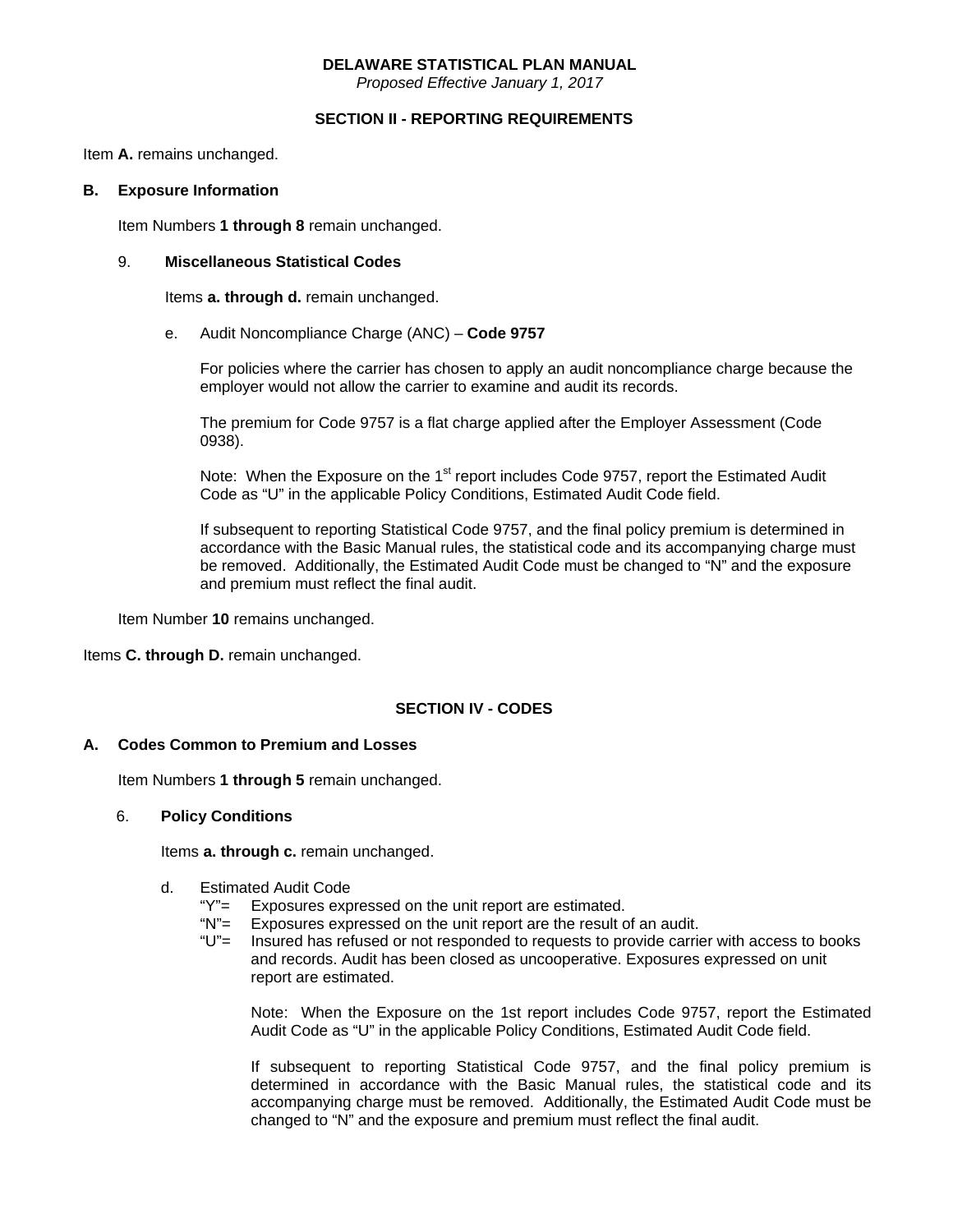**DELAWARE STATISTICAL PLAN MANUAL**
*Proposed Effective January 1, 2017*

## SECTION II - REPORTING REQUIREMENTS

Item **A.** remains unchanged.

### B. Exposure Information

Item Numbers **1 through 8** remain unchanged.

9. **Miscellaneous Statistical Codes**

   Items **a. through d.** remain unchanged.

   e. Audit Noncompliance Charge (ANC) – **Code 9757**

      For policies where the carrier has chosen to apply an audit noncompliance charge because the employer would not allow the carrier to examine and audit its records.

      The premium for Code 9757 is a flat charge applied after the Employer Assessment (Code 0938).

      Note: When the Exposure on the 1st report includes Code 9757, report the Estimated Audit Code as "U" in the applicable Policy Conditions, Estimated Audit Code field.

      If subsequent to reporting Statistical Code 9757, and the final policy premium is determined in accordance with the Basic Manual rules, the statistical code and its accompanying charge must be removed. Additionally, the Estimated Audit Code must be changed to "N" and the exposure and premium must reflect the final audit.

Item Number **10** remains unchanged.

Items **C. through D.** remain unchanged.

## SECTION IV - CODES

### A. Codes Common to Premium and Losses

Item Numbers **1 through 5** remain unchanged.

6. **Policy Conditions**

   Items **a. through c.** remain unchanged.

   d. Estimated Audit Code
      "Y"= Exposures expressed on the unit report are estimated.
      "N"= Exposures expressed on the unit report are the result of an audit.
      "U"= Insured has refused or not responded to requests to provide carrier with access to books and records. Audit has been closed as uncooperative. Exposures expressed on unit report are estimated.

      Note: When the Exposure on the 1st report includes Code 9757, report the Estimated Audit Code as "U" in the applicable Policy Conditions, Estimated Audit Code field.

      If subsequent to reporting Statistical Code 9757, and the final policy premium is determined in accordance with the Basic Manual rules, the statistical code and its accompanying charge must be removed. Additionally, the Estimated Audit Code must be changed to "N" and the exposure and premium must reflect the final audit.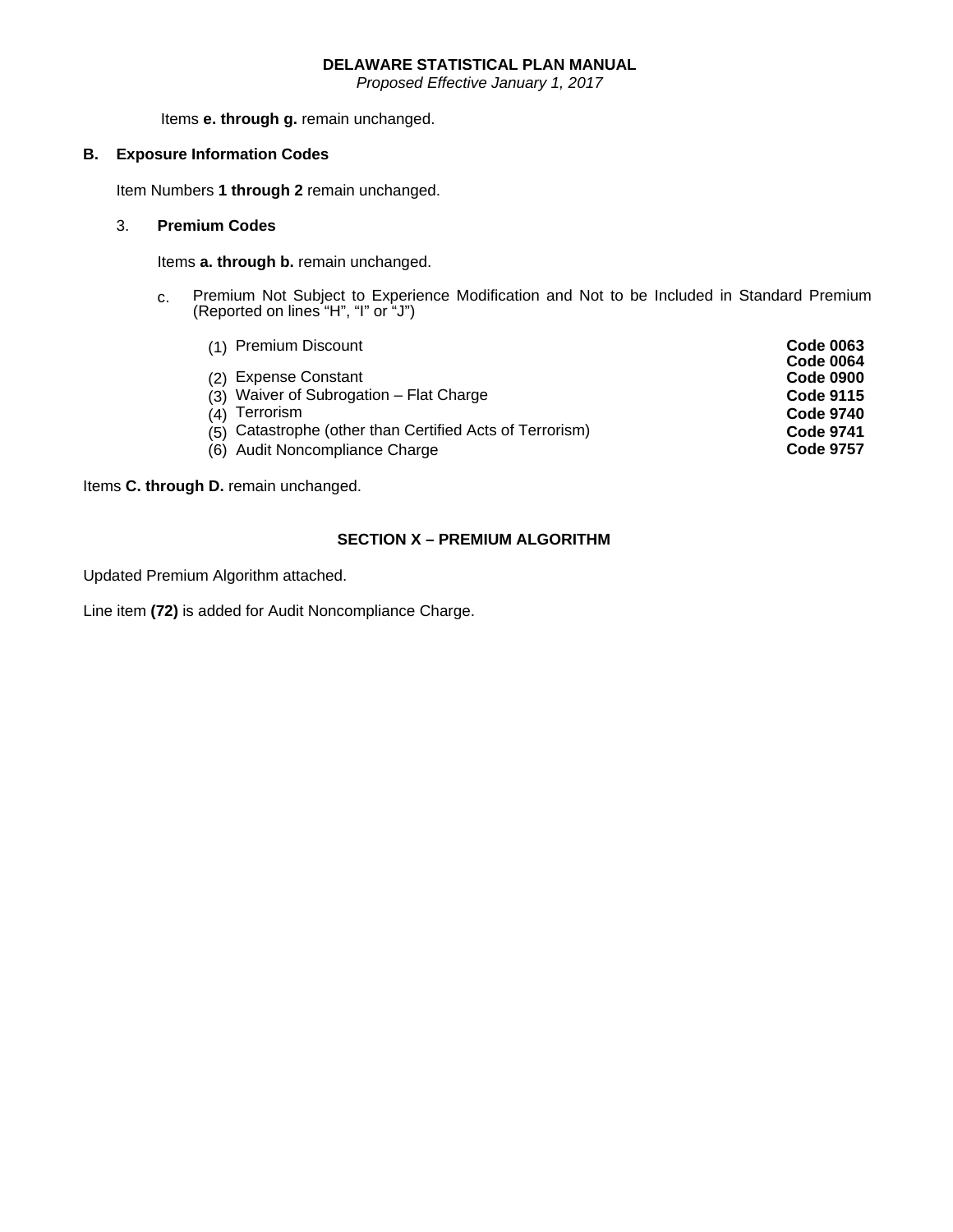Items **e. through g.** remain unchanged.

**B. Exposure Information Codes**

Item Numbers **1 through 2** remain unchanged.

3. **Premium Codes**

Items **a. through b.** remain unchanged.

c. Premium Not Subject to Experience Modification and Not to be Included in Standard Premium (Reported on lines "H", "I" or "J")

| | | |
|---|---|---|
| (1) | Premium Discount | **Code 0063** |
| | | **Code 0064** |
| (2) | Expense Constant | **Code 0900** |
| (3) | Waiver of Subrogation – Flat Charge | **Code 9115** |
| (4) | Terrorism | **Code 9740** |
| (5) | Catastrophe (other than Certified Acts of Terrorism) | **Code 9741** |
| (6) | Audit Noncompliance Charge | **Code 9757** |

Items **C. through D.** remain unchanged.

## SECTION X – PREMIUM ALGORITHM

Updated Premium Algorithm attached.

Line item **(72)** is added for Audit Noncompliance Charge.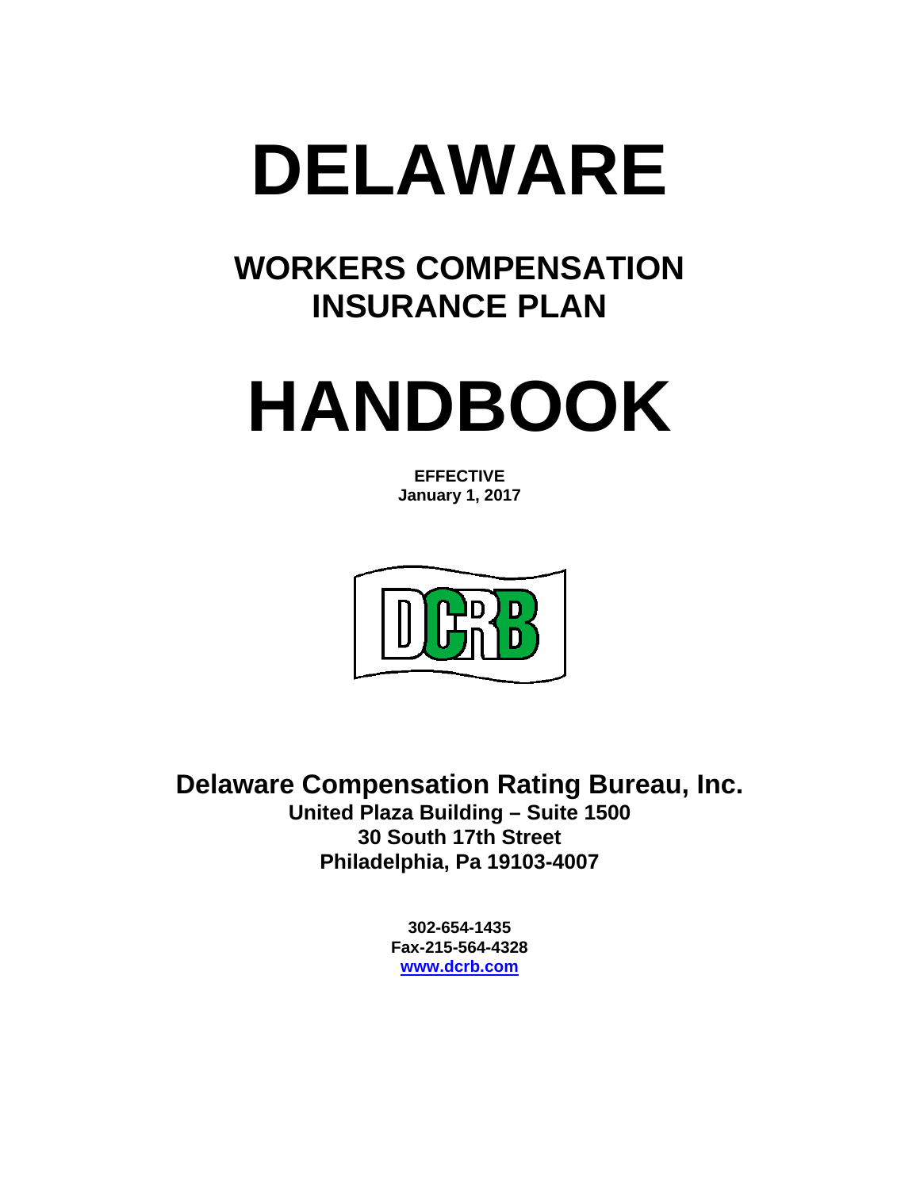# DELAWARE

## WORKERS COMPENSATION INSURANCE PLAN

# HANDBOOK

**EFFECTIVE**
**January 1, 2017**

DCRB

**Delaware Compensation Rating Bureau, Inc.**
**United Plaza Building – Suite 1500**
**30 South 17th Street**
**Philadelphia, Pa 19103-4007**

**302-654-1435**
**Fax-215-564-4328**
**www.dcrb.com**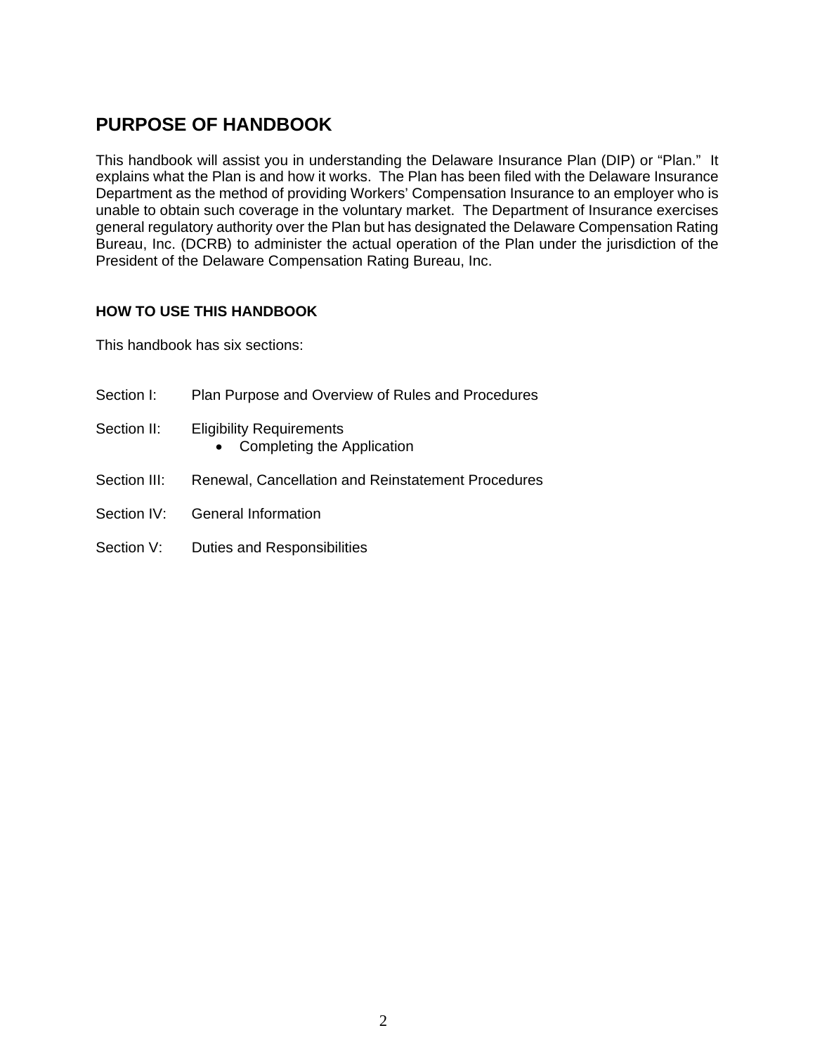## PURPOSE OF HANDBOOK

This handbook will assist you in understanding the Delaware Insurance Plan (DIP) or "Plan." It explains what the Plan is and how it works. The Plan has been filed with the Delaware Insurance Department as the method of providing Workers' Compensation Insurance to an employer who is unable to obtain such coverage in the voluntary market. The Department of Insurance exercises general regulatory authority over the Plan but has designated the Delaware Compensation Rating Bureau, Inc. (DCRB) to administer the actual operation of the Plan under the jurisdiction of the President of the Delaware Compensation Rating Bureau, Inc.

### HOW TO USE THIS HANDBOOK

This handbook has six sections:

Section I: Plan Purpose and Overview of Rules and Procedures

Section II: Eligibility Requirements
- Completing the Application

Section III: Renewal, Cancellation and Reinstatement Procedures

Section IV: General Information

Section V: Duties and Responsibilities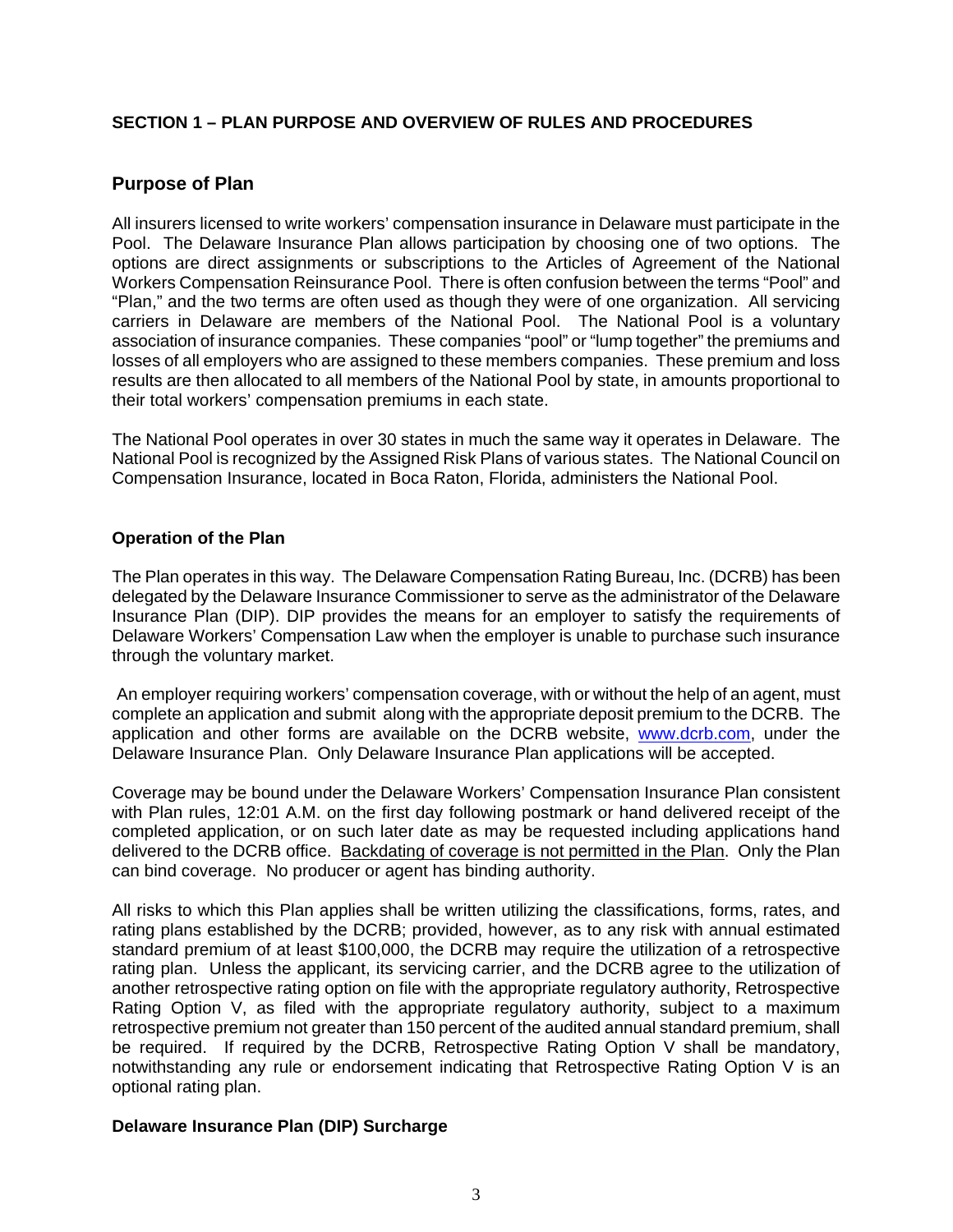## SECTION 1 – PLAN PURPOSE AND OVERVIEW OF RULES AND PROCEDURES

### Purpose of Plan

All insurers licensed to write workers' compensation insurance in Delaware must participate in the Pool. The Delaware Insurance Plan allows participation by choosing one of two options. The options are direct assignments or subscriptions to the Articles of Agreement of the National Workers Compensation Reinsurance Pool. There is often confusion between the terms "Pool" and "Plan," and the two terms are often used as though they were of one organization. All servicing carriers in Delaware are members of the National Pool. The National Pool is a voluntary association of insurance companies. These companies "pool" or "lump together" the premiums and losses of all employers who are assigned to these members companies. These premium and loss results are then allocated to all members of the National Pool by state, in amounts proportional to their total workers' compensation premiums in each state.

The National Pool operates in over 30 states in much the same way it operates in Delaware. The National Pool is recognized by the Assigned Risk Plans of various states. The National Council on Compensation Insurance, located in Boca Raton, Florida, administers the National Pool.

### Operation of the Plan

The Plan operates in this way. The Delaware Compensation Rating Bureau, Inc. (DCRB) has been delegated by the Delaware Insurance Commissioner to serve as the administrator of the Delaware Insurance Plan (DIP). DIP provides the means for an employer to satisfy the requirements of Delaware Workers' Compensation Law when the employer is unable to purchase such insurance through the voluntary market.

An employer requiring workers' compensation coverage, with or without the help of an agent, must complete an application and submit along with the appropriate deposit premium to the DCRB. The application and other forms are available on the DCRB website, www.dcrb.com, under the Delaware Insurance Plan. Only Delaware Insurance Plan applications will be accepted.

Coverage may be bound under the Delaware Workers' Compensation Insurance Plan consistent with Plan rules, 12:01 A.M. on the first day following postmark or hand delivered receipt of the completed application, or on such later date as may be requested including applications hand delivered to the DCRB office. Backdating of coverage is not permitted in the Plan. Only the Plan can bind coverage. No producer or agent has binding authority.

All risks to which this Plan applies shall be written utilizing the classifications, forms, rates, and rating plans established by the DCRB; provided, however, as to any risk with annual estimated standard premium of at least $100,000, the DCRB may require the utilization of a retrospective rating plan. Unless the applicant, its servicing carrier, and the DCRB agree to the utilization of another retrospective rating option on file with the appropriate regulatory authority, Retrospective Rating Option V, as filed with the appropriate regulatory authority, subject to a maximum retrospective premium not greater than 150 percent of the audited annual standard premium, shall be required. If required by the DCRB, Retrospective Rating Option V shall be mandatory, notwithstanding any rule or endorsement indicating that Retrospective Rating Option V is an optional rating plan.

### Delaware Insurance Plan (DIP) Surcharge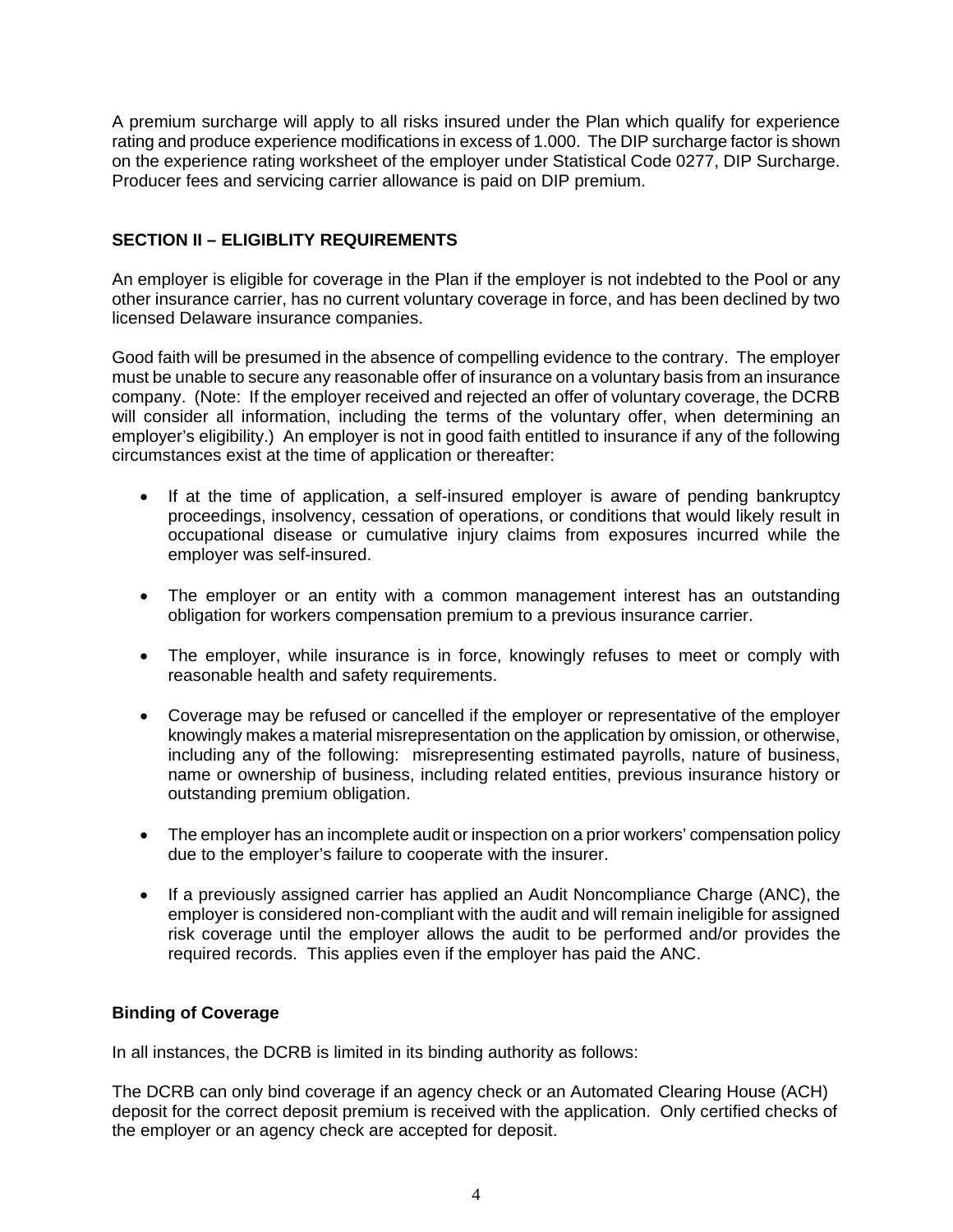A premium surcharge will apply to all risks insured under the Plan which qualify for experience rating and produce experience modifications in excess of 1.000. The DIP surcharge factor is shown on the experience rating worksheet of the employer under Statistical Code 0277, DIP Surcharge. Producer fees and servicing carrier allowance is paid on DIP premium.

## SECTION II – ELIGIBLITY REQUIREMENTS

An employer is eligible for coverage in the Plan if the employer is not indebted to the Pool or any other insurance carrier, has no current voluntary coverage in force, and has been declined by two licensed Delaware insurance companies.

Good faith will be presumed in the absence of compelling evidence to the contrary. The employer must be unable to secure any reasonable offer of insurance on a voluntary basis from an insurance company. (Note: If the employer received and rejected an offer of voluntary coverage, the DCRB will consider all information, including the terms of the voluntary offer, when determining an employer's eligibility.) An employer is not in good faith entitled to insurance if any of the following circumstances exist at the time of application or thereafter:

- If at the time of application, a self-insured employer is aware of pending bankruptcy proceedings, insolvency, cessation of operations, or conditions that would likely result in occupational disease or cumulative injury claims from exposures incurred while the employer was self-insured.
- The employer or an entity with a common management interest has an outstanding obligation for workers compensation premium to a previous insurance carrier.
- The employer, while insurance is in force, knowingly refuses to meet or comply with reasonable health and safety requirements.
- Coverage may be refused or cancelled if the employer or representative of the employer knowingly makes a material misrepresentation on the application by omission, or otherwise, including any of the following: misrepresenting estimated payrolls, nature of business, name or ownership of business, including related entities, previous insurance history or outstanding premium obligation.
- The employer has an incomplete audit or inspection on a prior workers' compensation policy due to the employer's failure to cooperate with the insurer.
- If a previously assigned carrier has applied an Audit Noncompliance Charge (ANC), the employer is considered non-compliant with the audit and will remain ineligible for assigned risk coverage until the employer allows the audit to be performed and/or provides the required records. This applies even if the employer has paid the ANC.

### Binding of Coverage

In all instances, the DCRB is limited in its binding authority as follows:

The DCRB can only bind coverage if an agency check or an Automated Clearing House (ACH) deposit for the correct deposit premium is received with the application. Only certified checks of the employer or an agency check are accepted for deposit.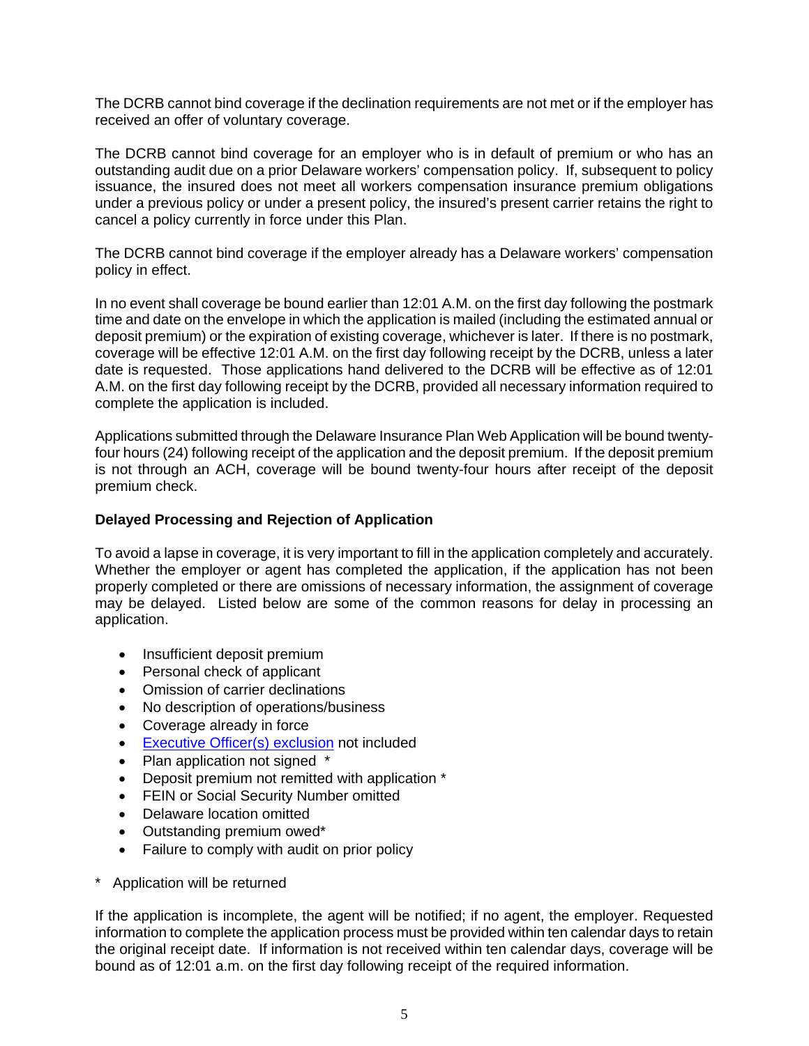The DCRB cannot bind coverage if the declination requirements are not met or if the employer has received an offer of voluntary coverage.

The DCRB cannot bind coverage for an employer who is in default of premium or who has an outstanding audit due on a prior Delaware workers' compensation policy. If, subsequent to policy issuance, the insured does not meet all workers compensation insurance premium obligations under a previous policy or under a present policy, the insured's present carrier retains the right to cancel a policy currently in force under this Plan.

The DCRB cannot bind coverage if the employer already has a Delaware workers' compensation policy in effect.

In no event shall coverage be bound earlier than 12:01 A.M. on the first day following the postmark time and date on the envelope in which the application is mailed (including the estimated annual or deposit premium) or the expiration of existing coverage, whichever is later. If there is no postmark, coverage will be effective 12:01 A.M. on the first day following receipt by the DCRB, unless a later date is requested. Those applications hand delivered to the DCRB will be effective as of 12:01 A.M. on the first day following receipt by the DCRB, provided all necessary information required to complete the application is included.

Applications submitted through the Delaware Insurance Plan Web Application will be bound twenty-four hours (24) following receipt of the application and the deposit premium. If the deposit premium is not through an ACH, coverage will be bound twenty-four hours after receipt of the deposit premium check.

**Delayed Processing and Rejection of Application**

To avoid a lapse in coverage, it is very important to fill in the application completely and accurately. Whether the employer or agent has completed the application, if the application has not been properly completed or there are omissions of necessary information, the assignment of coverage may be delayed. Listed below are some of the common reasons for delay in processing an application.

- Insufficient deposit premium
- Personal check of applicant
- Omission of carrier declinations
- No description of operations/business
- Coverage already in force
- Executive Officer(s) exclusion not included
- Plan application not signed *
- Deposit premium not remitted with application *
- FEIN or Social Security Number omitted
- Delaware location omitted
- Outstanding premium owed*
- Failure to comply with audit on prior policy

* Application will be returned

If the application is incomplete, the agent will be notified; if no agent, the employer. Requested information to complete the application process must be provided within ten calendar days to retain the original receipt date. If information is not received within ten calendar days, coverage will be bound as of 12:01 a.m. on the first day following receipt of the required information.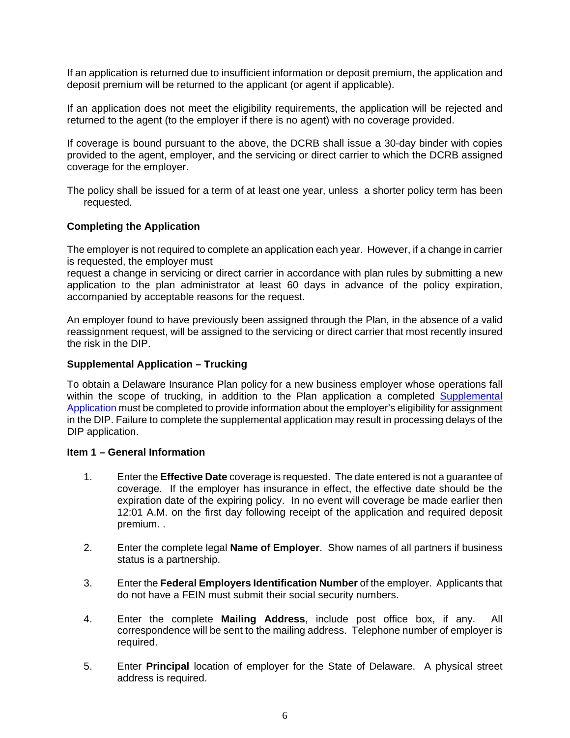If an application is returned due to insufficient information or deposit premium, the application and deposit premium will be returned to the applicant (or agent if applicable).

If an application does not meet the eligibility requirements, the application will be rejected and returned to the agent (to the employer if there is no agent) with no coverage provided.

If coverage is bound pursuant to the above, the DCRB shall issue a 30-day binder with copies provided to the agent, employer, and the servicing or direct carrier to which the DCRB assigned coverage for the employer.

The policy shall be issued for a term of at least one year, unless a shorter policy term has been requested.

**Completing the Application**

The employer is not required to complete an application each year. However, if a change in carrier is requested, the employer must request a change in servicing or direct carrier in accordance with plan rules by submitting a new application to the plan administrator at least 60 days in advance of the policy expiration, accompanied by acceptable reasons for the request.

An employer found to have previously been assigned through the Plan, in the absence of a valid reassignment request, will be assigned to the servicing or direct carrier that most recently insured the risk in the DIP.

**Supplemental Application – Trucking**

To obtain a Delaware Insurance Plan policy for a new business employer whose operations fall within the scope of trucking, in addition to the Plan application a completed Supplemental Application must be completed to provide information about the employer's eligibility for assignment in the DIP. Failure to complete the supplemental application may result in processing delays of the DIP application.

**Item 1 – General Information**

1. Enter the **Effective Date** coverage is requested. The date entered is not a guarantee of coverage. If the employer has insurance in effect, the effective date should be the expiration date of the expiring policy. In no event will coverage be made earlier then 12:01 A.M. on the first day following receipt of the application and required deposit premium. .

2. Enter the complete legal **Name of Employer**. Show names of all partners if business status is a partnership.

3. Enter the **Federal Employers Identification Number** of the employer. Applicants that do not have a FEIN must submit their social security numbers.

4. Enter the complete **Mailing Address**, include post office box, if any. All correspondence will be sent to the mailing address. Telephone number of employer is required.

5. Enter **Principal** location of employer for the State of Delaware. A physical street address is required.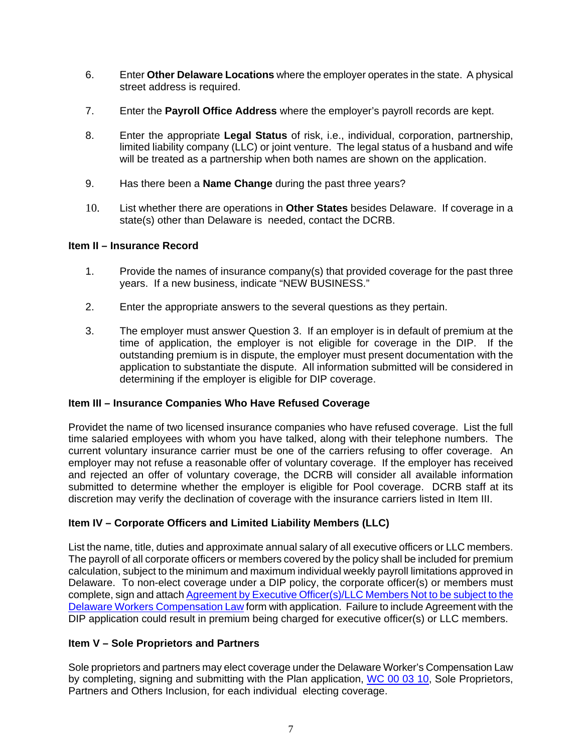6. Enter **Other Delaware Locations** where the employer operates in the state. A physical street address is required.

7. Enter the **Payroll Office Address** where the employer's payroll records are kept.

8. Enter the appropriate **Legal Status** of risk, i.e., individual, corporation, partnership, limited liability company (LLC) or joint venture. The legal status of a husband and wife will be treated as a partnership when both names are shown on the application.

9. Has there been a **Name Change** during the past three years?

10. List whether there are operations in **Other States** besides Delaware. If coverage in a state(s) other than Delaware is needed, contact the DCRB.

**Item II – Insurance Record**

1. Provide the names of insurance company(s) that provided coverage for the past three years. If a new business, indicate "NEW BUSINESS."

2. Enter the appropriate answers to the several questions as they pertain.

3. The employer must answer Question 3. If an employer is in default of premium at the time of application, the employer is not eligible for coverage in the DIP. If the outstanding premium is in dispute, the employer must present documentation with the application to substantiate the dispute. All information submitted will be considered in determining if the employer is eligible for DIP coverage.

**Item III – Insurance Companies Who Have Refused Coverage**

Providet the name of two licensed insurance companies who have refused coverage. List the full time salaried employees with whom you have talked, along with their telephone numbers. The current voluntary insurance carrier must be one of the carriers refusing to offer coverage. An employer may not refuse a reasonable offer of voluntary coverage. If the employer has received and rejected an offer of voluntary coverage, the DCRB will consider all available information submitted to determine whether the employer is eligible for Pool coverage. DCRB staff at its discretion may verify the declination of coverage with the insurance carriers listed in Item III.

**Item IV – Corporate Officers and Limited Liability Members (LLC)**

List the name, title, duties and approximate annual salary of all executive officers or LLC members. The payroll of all corporate officers or members covered by the policy shall be included for premium calculation, subject to the minimum and maximum individual weekly payroll limitations approved in Delaware. To non-elect coverage under a DIP policy, the corporate officer(s) or members must complete, sign and attach Agreement by Executive Officer(s)/LLC Members Not to be subject to the Delaware Workers Compensation Law form with application. Failure to include Agreement with the DIP application could result in premium being charged for executive officer(s) or LLC members.

**Item V – Sole Proprietors and Partners**

Sole proprietors and partners may elect coverage under the Delaware Worker's Compensation Law by completing, signing and submitting with the Plan application, WC 00 03 10, Sole Proprietors, Partners and Others Inclusion, for each individual electing coverage.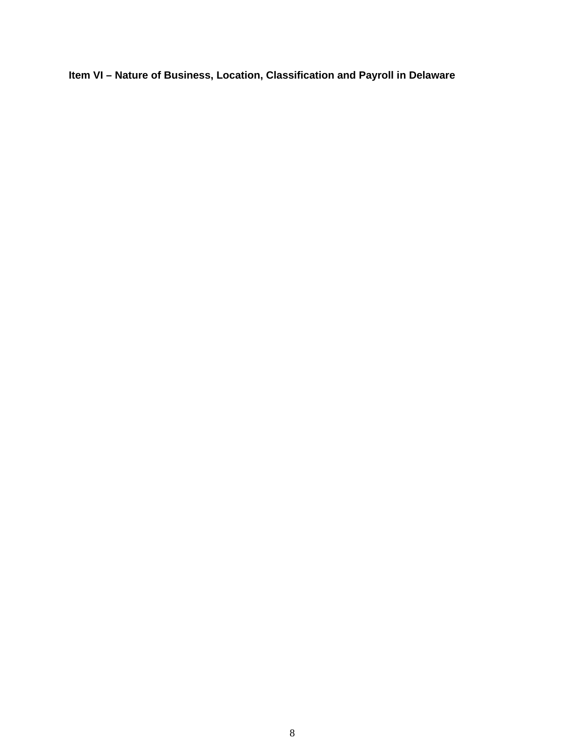**Item VI – Nature of Business, Location, Classification and Payroll in Delaware**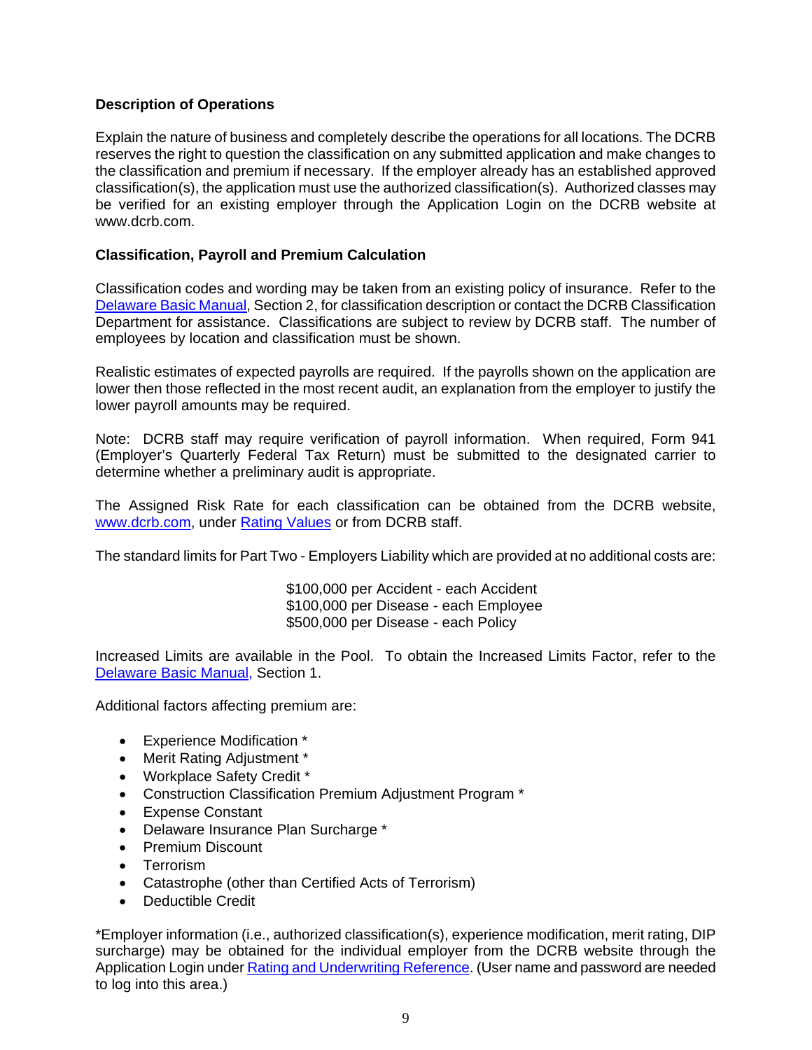**Description of Operations**

Explain the nature of business and completely describe the operations for all locations. The DCRB reserves the right to question the classification on any submitted application and make changes to the classification and premium if necessary. If the employer already has an established approved classification(s), the application must use the authorized classification(s). Authorized classes may be verified for an existing employer through the Application Login on the DCRB website at www.dcrb.com.

**Classification, Payroll and Premium Calculation**

Classification codes and wording may be taken from an existing policy of insurance. Refer to the Delaware Basic Manual, Section 2, for classification description or contact the DCRB Classification Department for assistance. Classifications are subject to review by DCRB staff. The number of employees by location and classification must be shown.

Realistic estimates of expected payrolls are required. If the payrolls shown on the application are lower then those reflected in the most recent audit, an explanation from the employer to justify the lower payroll amounts may be required.

Note: DCRB staff may require verification of payroll information. When required, Form 941 (Employer's Quarterly Federal Tax Return) must be submitted to the designated carrier to determine whether a preliminary audit is appropriate.

The Assigned Risk Rate for each classification can be obtained from the DCRB website, www.dcrb.com, under Rating Values or from DCRB staff.

The standard limits for Part Two - Employers Liability which are provided at no additional costs are:

$100,000 per Accident - each Accident
$100,000 per Disease - each Employee
$500,000 per Disease - each Policy

Increased Limits are available in the Pool. To obtain the Increased Limits Factor, refer to the Delaware Basic Manual, Section 1.

Additional factors affecting premium are:

- Experience Modification *
- Merit Rating Adjustment *
- Workplace Safety Credit *
- Construction Classification Premium Adjustment Program *
- Expense Constant
- Delaware Insurance Plan Surcharge *
- Premium Discount
- Terrorism
- Catastrophe (other than Certified Acts of Terrorism)
- Deductible Credit

*Employer information (i.e., authorized classification(s), experience modification, merit rating, DIP surcharge) may be obtained for the individual employer from the DCRB website through the Application Login under Rating and Underwriting Reference. (User name and password are needed to log into this area.)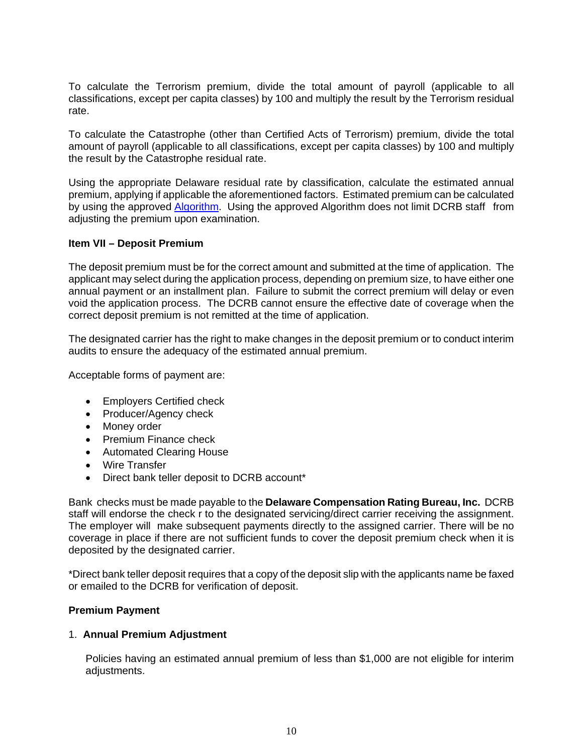To calculate the Terrorism premium, divide the total amount of payroll (applicable to all classifications, except per capita classes) by 100 and multiply the result by the Terrorism residual rate.

To calculate the Catastrophe (other than Certified Acts of Terrorism) premium, divide the total amount of payroll (applicable to all classifications, except per capita classes) by 100 and multiply the result by the Catastrophe residual rate.

Using the appropriate Delaware residual rate by classification, calculate the estimated annual premium, applying if applicable the aforementioned factors. Estimated premium can be calculated by using the approved Algorithm. Using the approved Algorithm does not limit DCRB staff from adjusting the premium upon examination.

**Item VII – Deposit Premium**

The deposit premium must be for the correct amount and submitted at the time of application. The applicant may select during the application process, depending on premium size, to have either one annual payment or an installment plan. Failure to submit the correct premium will delay or even void the application process. The DCRB cannot ensure the effective date of coverage when the correct deposit premium is not remitted at the time of application.

The designated carrier has the right to make changes in the deposit premium or to conduct interim audits to ensure the adequacy of the estimated annual premium.

Acceptable forms of payment are:

- Employers Certified check
- Producer/Agency check
- Money order
- Premium Finance check
- Automated Clearing House
- Wire Transfer
- Direct bank teller deposit to DCRB account*

Bank checks must be made payable to the **Delaware Compensation Rating Bureau, Inc.** DCRB staff will endorse the check r to the designated servicing/direct carrier receiving the assignment. The employer will make subsequent payments directly to the assigned carrier. There will be no coverage in place if there are not sufficient funds to cover the deposit premium check when it is deposited by the designated carrier.

*Direct bank teller deposit requires that a copy of the deposit slip with the applicants name be faxed or emailed to the DCRB for verification of deposit.

**Premium Payment**

1. **Annual Premium Adjustment**

   Policies having an estimated annual premium of less than $1,000 are not eligible for interim adjustments.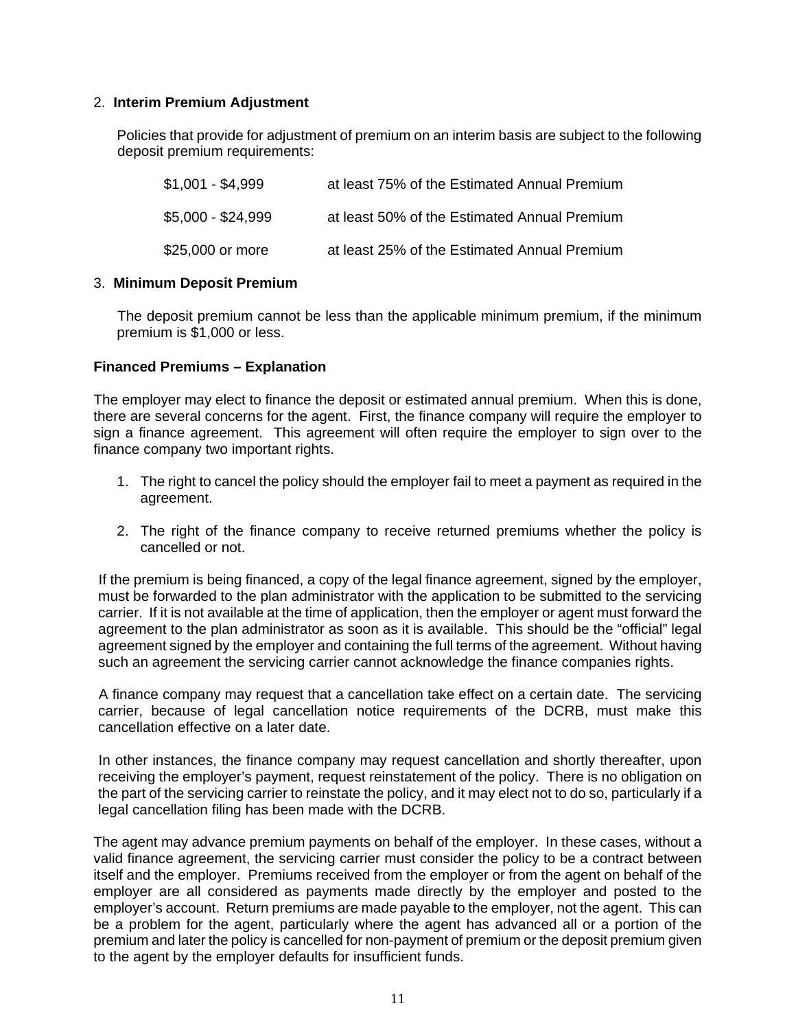2. **Interim Premium Adjustment**

Policies that provide for adjustment of premium on an interim basis are subject to the following deposit premium requirements:

| | |
|---|---|
| $1,001 - $4,999 | at least 75% of the Estimated Annual Premium |
| $5,000 - $24,999 | at least 50% of the Estimated Annual Premium |
| $25,000 or more | at least 25% of the Estimated Annual Premium |

3. **Minimum Deposit Premium**

The deposit premium cannot be less than the applicable minimum premium, if the minimum premium is $1,000 or less.

**Financed Premiums – Explanation**

The employer may elect to finance the deposit or estimated annual premium. When this is done, there are several concerns for the agent. First, the finance company will require the employer to sign a finance agreement. This agreement will often require the employer to sign over to the finance company two important rights.

1. The right to cancel the policy should the employer fail to meet a payment as required in the agreement.
2. The right of the finance company to receive returned premiums whether the policy is cancelled or not.

If the premium is being financed, a copy of the legal finance agreement, signed by the employer, must be forwarded to the plan administrator with the application to be submitted to the servicing carrier. If it is not available at the time of application, then the employer or agent must forward the agreement to the plan administrator as soon as it is available. This should be the "official" legal agreement signed by the employer and containing the full terms of the agreement. Without having such an agreement the servicing carrier cannot acknowledge the finance companies rights.

A finance company may request that a cancellation take effect on a certain date. The servicing carrier, because of legal cancellation notice requirements of the DCRB, must make this cancellation effective on a later date.

In other instances, the finance company may request cancellation and shortly thereafter, upon receiving the employer's payment, request reinstatement of the policy. There is no obligation on the part of the servicing carrier to reinstate the policy, and it may elect not to do so, particularly if a legal cancellation filing has been made with the DCRB.

The agent may advance premium payments on behalf of the employer. In these cases, without a valid finance agreement, the servicing carrier must consider the policy to be a contract between itself and the employer. Premiums received from the employer or from the agent on behalf of the employer are all considered as payments made directly by the employer and posted to the employer's account. Return premiums are made payable to the employer, not the agent. This can be a problem for the agent, particularly where the agent has advanced all or a portion of the premium and later the policy is cancelled for non-payment of premium or the deposit premium given to the agent by the employer defaults for insufficient funds.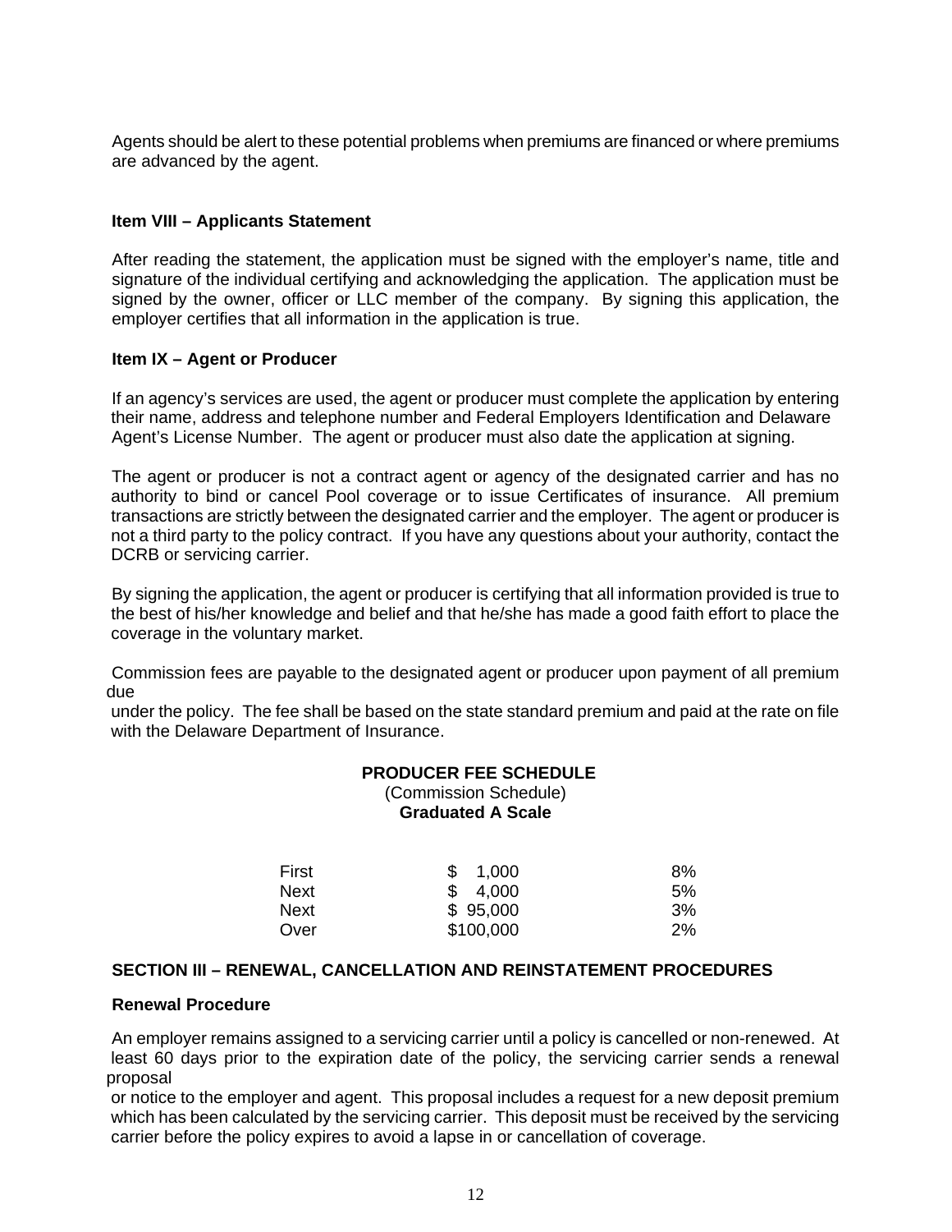Agents should be alert to these potential problems when premiums are financed or where premiums are advanced by the agent.

### Item VIII – Applicants Statement

After reading the statement, the application must be signed with the employer's name, title and signature of the individual certifying and acknowledging the application. The application must be signed by the owner, officer or LLC member of the company. By signing this application, the employer certifies that all information in the application is true.

### Item IX – Agent or Producer

If an agency's services are used, the agent or producer must complete the application by entering their name, address and telephone number and Federal Employers Identification and Delaware Agent's License Number. The agent or producer must also date the application at signing.

The agent or producer is not a contract agent or agency of the designated carrier and has no authority to bind or cancel Pool coverage or to issue Certificates of insurance. All premium transactions are strictly between the designated carrier and the employer. The agent or producer is not a third party to the policy contract. If you have any questions about your authority, contact the DCRB or servicing carrier.

By signing the application, the agent or producer is certifying that all information provided is true to the best of his/her knowledge and belief and that he/she has made a good faith effort to place the coverage in the voluntary market.

Commission fees are payable to the designated agent or producer upon payment of all premium due under the policy. The fee shall be based on the state standard premium and paid at the rate on file with the Delaware Department of Insurance.

**PRODUCER FEE SCHEDULE**
(Commission Schedule)
**Graduated A Scale**

| | | |
|---|---|---|
| First | $ 1,000 | 8% |
| Next | $ 4,000 | 5% |
| Next | $ 95,000 | 3% |
| Over | $100,000 | 2% |

## SECTION III – RENEWAL, CANCELLATION AND REINSTATEMENT PROCEDURES

### Renewal Procedure

An employer remains assigned to a servicing carrier until a policy is cancelled or non-renewed. At least 60 days prior to the expiration date of the policy, the servicing carrier sends a renewal proposal or notice to the employer and agent. This proposal includes a request for a new deposit premium which has been calculated by the servicing carrier. This deposit must be received by the servicing carrier before the policy expires to avoid a lapse in or cancellation of coverage.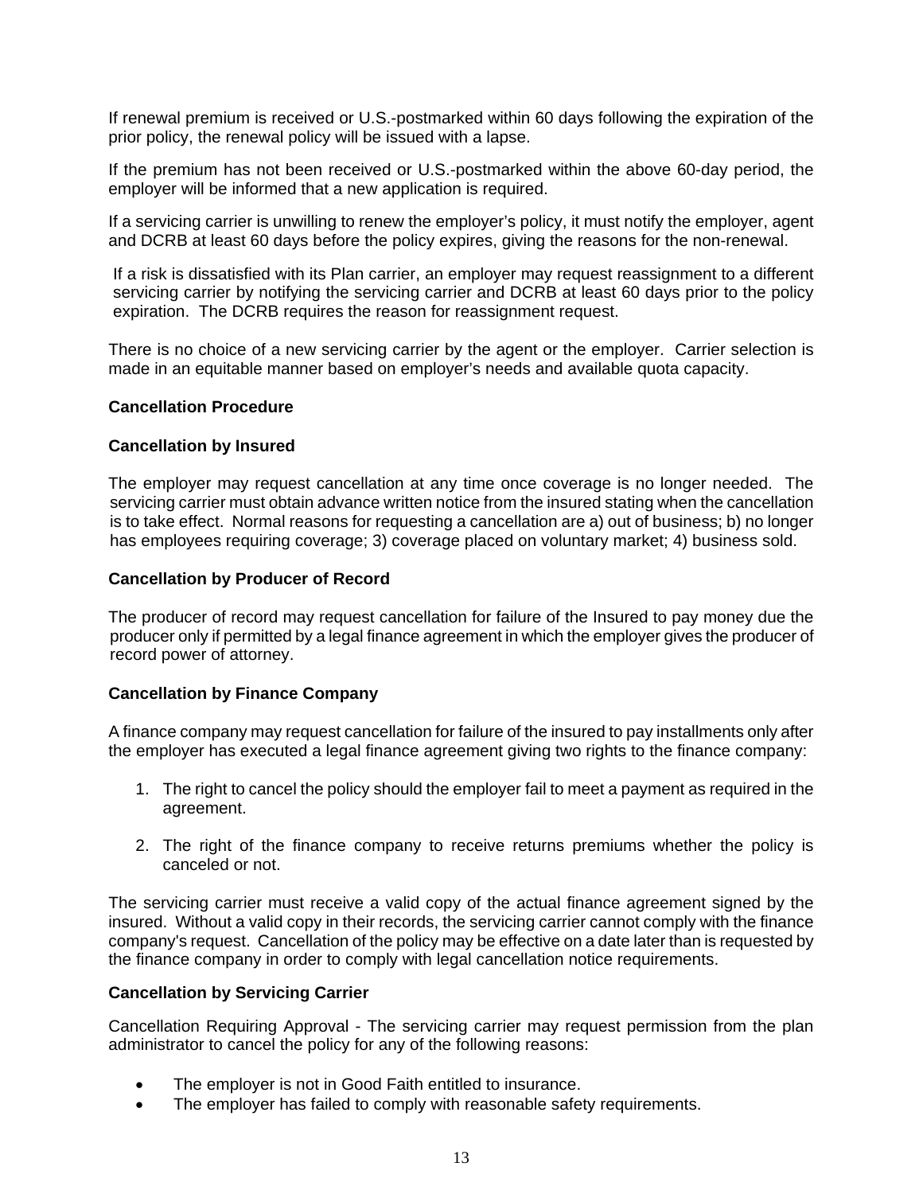If renewal premium is received or U.S.-postmarked within 60 days following the expiration of the prior policy, the renewal policy will be issued with a lapse.

If the premium has not been received or U.S.-postmarked within the above 60-day period, the employer will be informed that a new application is required.

If a servicing carrier is unwilling to renew the employer's policy, it must notify the employer, agent and DCRB at least 60 days before the policy expires, giving the reasons for the non-renewal.

If a risk is dissatisfied with its Plan carrier, an employer may request reassignment to a different servicing carrier by notifying the servicing carrier and DCRB at least 60 days prior to the policy expiration. The DCRB requires the reason for reassignment request.

There is no choice of a new servicing carrier by the agent or the employer. Carrier selection is made in an equitable manner based on employer's needs and available quota capacity.

**Cancellation Procedure**

**Cancellation by Insured**

The employer may request cancellation at any time once coverage is no longer needed. The servicing carrier must obtain advance written notice from the insured stating when the cancellation is to take effect. Normal reasons for requesting a cancellation are a) out of business; b) no longer has employees requiring coverage; 3) coverage placed on voluntary market; 4) business sold.

**Cancellation by Producer of Record**

The producer of record may request cancellation for failure of the Insured to pay money due the producer only if permitted by a legal finance agreement in which the employer gives the producer of record power of attorney.

**Cancellation by Finance Company**

A finance company may request cancellation for failure of the insured to pay installments only after the employer has executed a legal finance agreement giving two rights to the finance company:

1. The right to cancel the policy should the employer fail to meet a payment as required in the agreement.

2. The right of the finance company to receive returns premiums whether the policy is canceled or not.

The servicing carrier must receive a valid copy of the actual finance agreement signed by the insured. Without a valid copy in their records, the servicing carrier cannot comply with the finance company's request. Cancellation of the policy may be effective on a date later than is requested by the finance company in order to comply with legal cancellation notice requirements.

**Cancellation by Servicing Carrier**

Cancellation Requiring Approval - The servicing carrier may request permission from the plan administrator to cancel the policy for any of the following reasons:

- The employer is not in Good Faith entitled to insurance.
- The employer has failed to comply with reasonable safety requirements.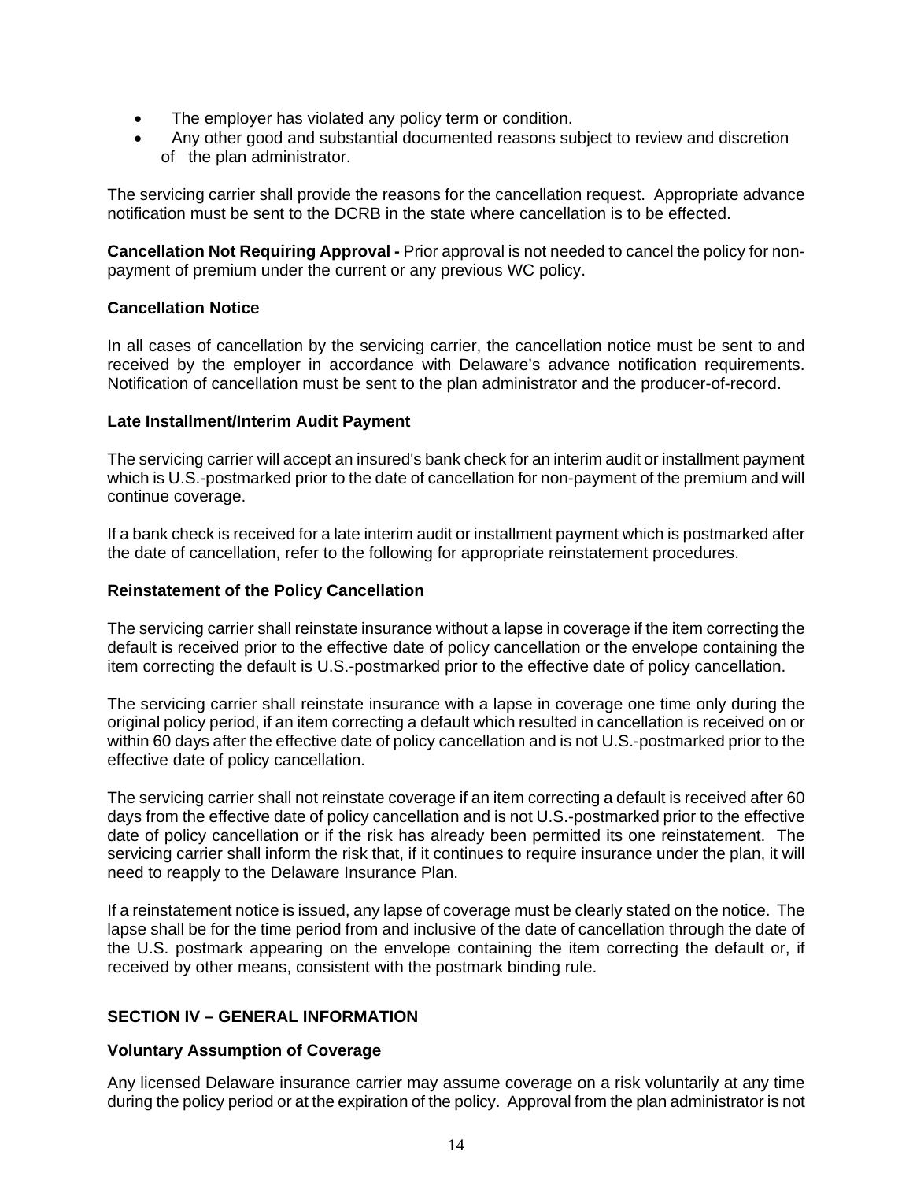- The employer has violated any policy term or condition.
- Any other good and substantial documented reasons subject to review and discretion of the plan administrator.

The servicing carrier shall provide the reasons for the cancellation request. Appropriate advance notification must be sent to the DCRB in the state where cancellation is to be effected.

**Cancellation Not Requiring Approval -** Prior approval is not needed to cancel the policy for non-payment of premium under the current or any previous WC policy.

**Cancellation Notice**

In all cases of cancellation by the servicing carrier, the cancellation notice must be sent to and received by the employer in accordance with Delaware's advance notification requirements. Notification of cancellation must be sent to the plan administrator and the producer-of-record.

**Late Installment/Interim Audit Payment**

The servicing carrier will accept an insured's bank check for an interim audit or installment payment which is U.S.-postmarked prior to the date of cancellation for non-payment of the premium and will continue coverage.

If a bank check is received for a late interim audit or installment payment which is postmarked after the date of cancellation, refer to the following for appropriate reinstatement procedures.

**Reinstatement of the Policy Cancellation**

The servicing carrier shall reinstate insurance without a lapse in coverage if the item correcting the default is received prior to the effective date of policy cancellation or the envelope containing the item correcting the default is U.S.-postmarked prior to the effective date of policy cancellation.

The servicing carrier shall reinstate insurance with a lapse in coverage one time only during the original policy period, if an item correcting a default which resulted in cancellation is received on or within 60 days after the effective date of policy cancellation and is not U.S.-postmarked prior to the effective date of policy cancellation.

The servicing carrier shall not reinstate coverage if an item correcting a default is received after 60 days from the effective date of policy cancellation and is not U.S.-postmarked prior to the effective date of policy cancellation or if the risk has already been permitted its one reinstatement. The servicing carrier shall inform the risk that, if it continues to require insurance under the plan, it will need to reapply to the Delaware Insurance Plan.

If a reinstatement notice is issued, any lapse of coverage must be clearly stated on the notice. The lapse shall be for the time period from and inclusive of the date of cancellation through the date of the U.S. postmark appearing on the envelope containing the item correcting the default or, if received by other means, consistent with the postmark binding rule.

## SECTION IV – GENERAL INFORMATION

**Voluntary Assumption of Coverage**

Any licensed Delaware insurance carrier may assume coverage on a risk voluntarily at any time during the policy period or at the expiration of the policy. Approval from the plan administrator is not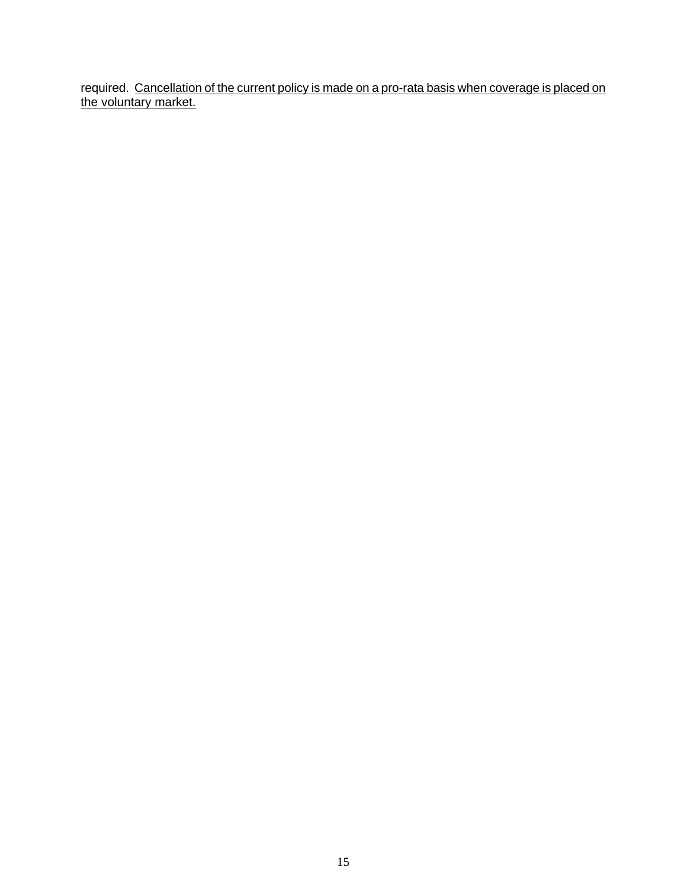required. <u>Cancellation of the current policy is made on a pro-rata basis when coverage is placed on the voluntary market.</u>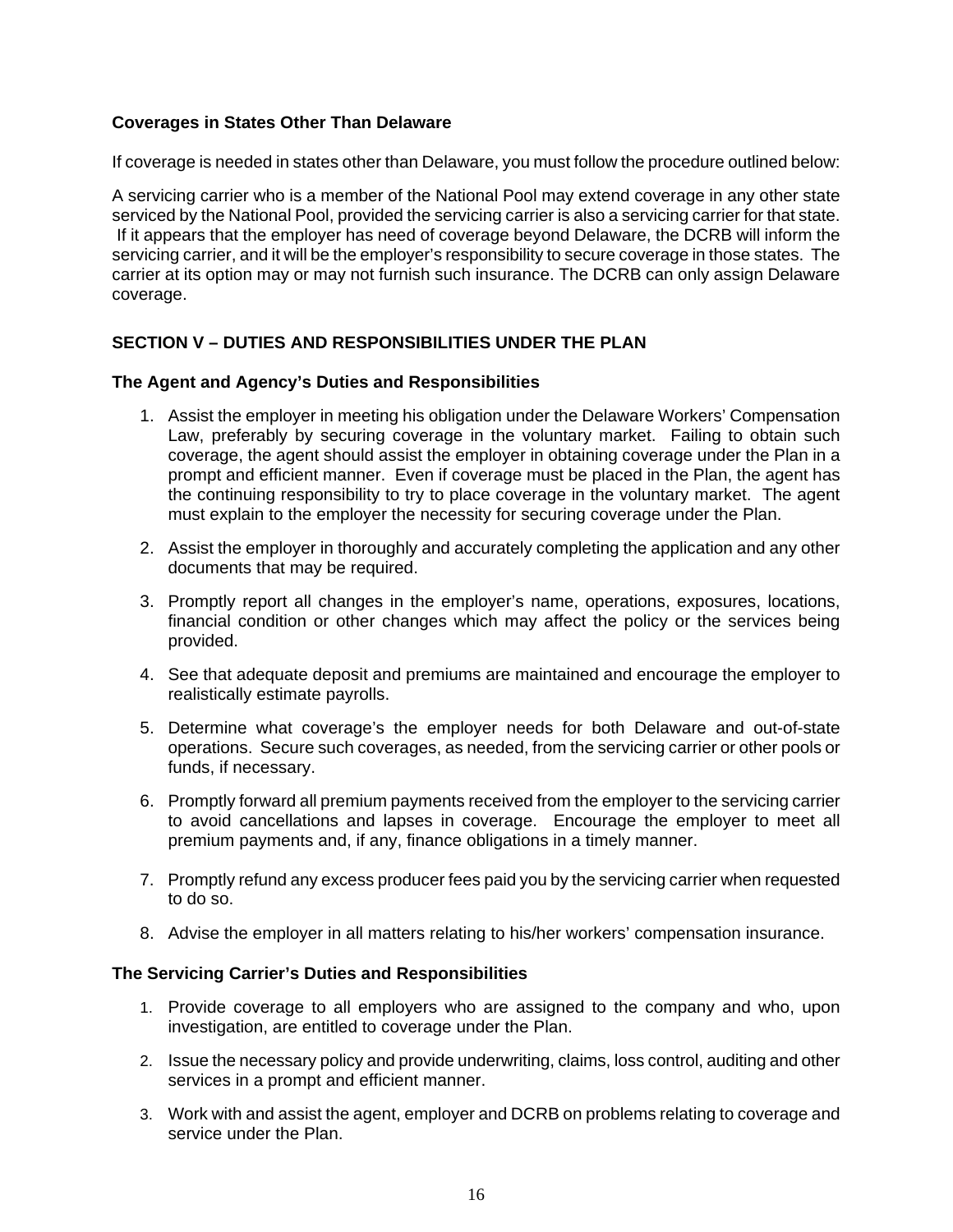**Coverages in States Other Than Delaware**

If coverage is needed in states other than Delaware, you must follow the procedure outlined below:

A servicing carrier who is a member of the National Pool may extend coverage in any other state serviced by the National Pool, provided the servicing carrier is also a servicing carrier for that state. If it appears that the employer has need of coverage beyond Delaware, the DCRB will inform the servicing carrier, and it will be the employer's responsibility to secure coverage in those states. The carrier at its option may or may not furnish such insurance. The DCRB can only assign Delaware coverage.

## SECTION V – DUTIES AND RESPONSIBILITIES UNDER THE PLAN

**The Agent and Agency's Duties and Responsibilities**

1. Assist the employer in meeting his obligation under the Delaware Workers' Compensation Law, preferably by securing coverage in the voluntary market. Failing to obtain such coverage, the agent should assist the employer in obtaining coverage under the Plan in a prompt and efficient manner. Even if coverage must be placed in the Plan, the agent has the continuing responsibility to try to place coverage in the voluntary market. The agent must explain to the employer the necessity for securing coverage under the Plan.
2. Assist the employer in thoroughly and accurately completing the application and any other documents that may be required.
3. Promptly report all changes in the employer's name, operations, exposures, locations, financial condition or other changes which may affect the policy or the services being provided.
4. See that adequate deposit and premiums are maintained and encourage the employer to realistically estimate payrolls.
5. Determine what coverage's the employer needs for both Delaware and out-of-state operations. Secure such coverages, as needed, from the servicing carrier or other pools or funds, if necessary.
6. Promptly forward all premium payments received from the employer to the servicing carrier to avoid cancellations and lapses in coverage. Encourage the employer to meet all premium payments and, if any, finance obligations in a timely manner.
7. Promptly refund any excess producer fees paid you by the servicing carrier when requested to do so.
8. Advise the employer in all matters relating to his/her workers' compensation insurance.

**The Servicing Carrier's Duties and Responsibilities**

1. Provide coverage to all employers who are assigned to the company and who, upon investigation, are entitled to coverage under the Plan.
2. Issue the necessary policy and provide underwriting, claims, loss control, auditing and other services in a prompt and efficient manner.
3. Work with and assist the agent, employer and DCRB on problems relating to coverage and service under the Plan.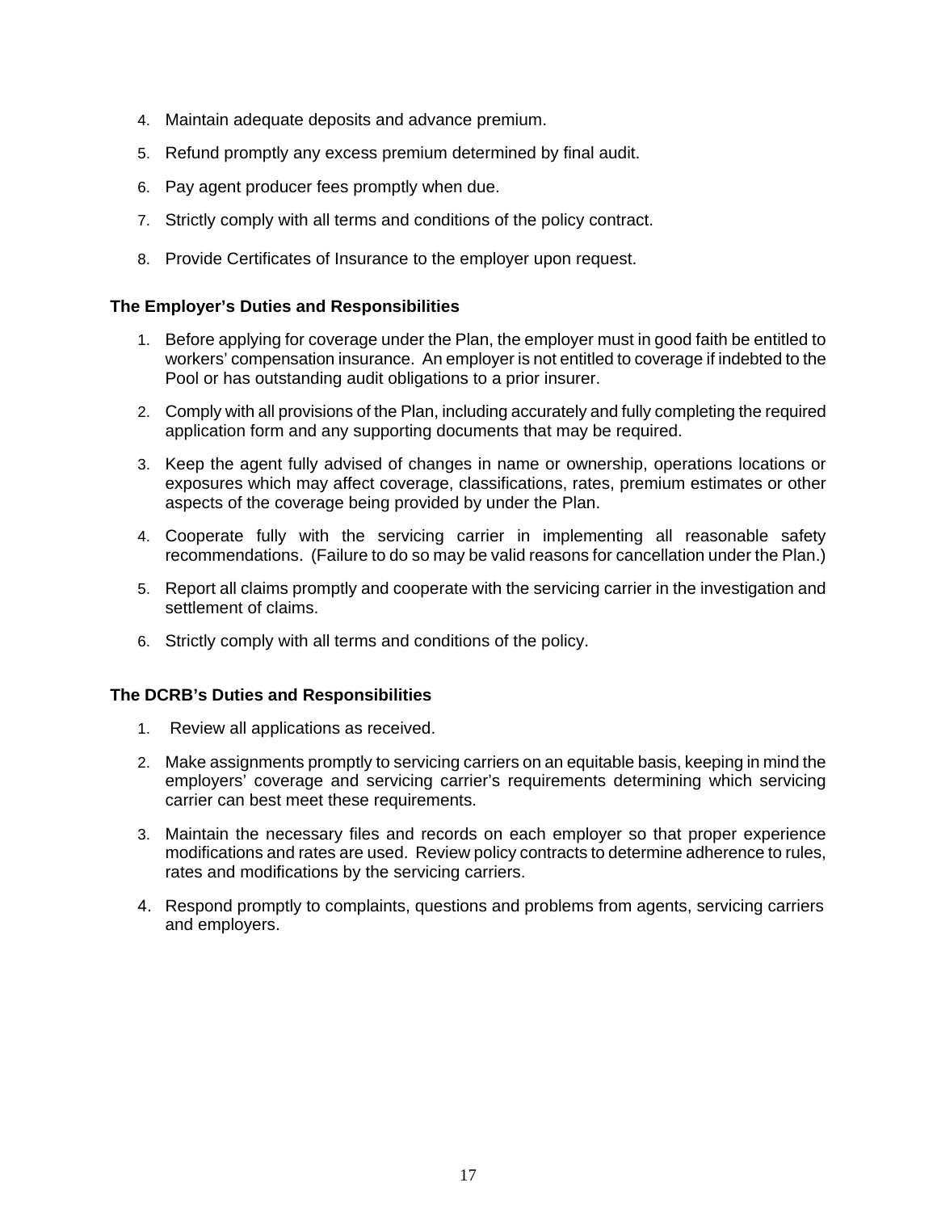4. Maintain adequate deposits and advance premium.
5. Refund promptly any excess premium determined by final audit.
6. Pay agent producer fees promptly when due.
7. Strictly comply with all terms and conditions of the policy contract.
8. Provide Certificates of Insurance to the employer upon request.

**The Employer's Duties and Responsibilities**

1. Before applying for coverage under the Plan, the employer must in good faith be entitled to workers' compensation insurance. An employer is not entitled to coverage if indebted to the Pool or has outstanding audit obligations to a prior insurer.
2. Comply with all provisions of the Plan, including accurately and fully completing the required application form and any supporting documents that may be required.
3. Keep the agent fully advised of changes in name or ownership, operations locations or exposures which may affect coverage, classifications, rates, premium estimates or other aspects of the coverage being provided by under the Plan.
4. Cooperate fully with the servicing carrier in implementing all reasonable safety recommendations. (Failure to do so may be valid reasons for cancellation under the Plan.)
5. Report all claims promptly and cooperate with the servicing carrier in the investigation and settlement of claims.
6. Strictly comply with all terms and conditions of the policy.

**The DCRB's Duties and Responsibilities**

1. Review all applications as received.
2. Make assignments promptly to servicing carriers on an equitable basis, keeping in mind the employers' coverage and servicing carrier's requirements determining which servicing carrier can best meet these requirements.
3. Maintain the necessary files and records on each employer so that proper experience modifications and rates are used. Review policy contracts to determine adherence to rules, rates and modifications by the servicing carriers.
4. Respond promptly to complaints, questions and problems from agents, servicing carriers and employers.